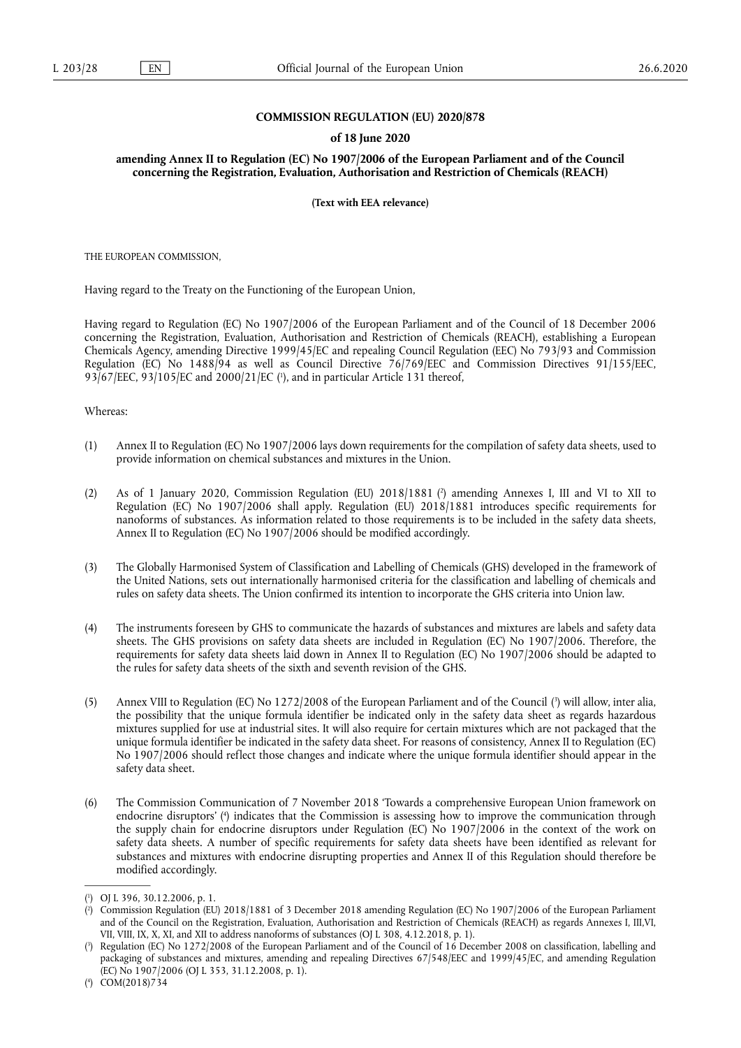**COMMISSION REGULATION (EU) 2020/878**

**of 18 June 2020**

**amending Annex II to Regulation (EC) No 1907/2006 of the European Parliament and of the Council concerning the Registration, Evaluation, Authorisation and Restriction of Chemicals (REACH)**

**(Text with EEA relevance)**

THE EUROPEAN COMMISSION,

Having regard to the Treaty on the Functioning of the European Union,

Having regard to Regulation (EC) No 1907/2006 of the European Parliament and of the Council of 18 December 2006 concerning the Registration, Evaluation, Authorisation and Restriction of Chemicals (REACH), establishing a European Chemicals Agency, amending Directive 1999/45/EC and repealing Council Regulation (EEC) No 793/93 and Commission Regulation (EC) No 1488/94 as well as Council Directive 76/769/EEC and Commission Directives 91/155/EEC, 93/67/EEC, 93/105/EC and 2000/21/EC ([1]), and in particular Article 131 thereof,

Whereas:

(1) Annex II to Regulation (EC) No 1907/2006 lays down requirements for the compilation of safety data sheets, used to provide information on chemical substances and mixtures in the Union.

(2) As of 1 January 2020, Commission Regulation (EU) 2018/1881 ([2]) amending Annexes I, III and VI to XII to Regulation (EC) No 1907/2006 shall apply. Regulation (EU) 2018/1881 introduces specific requirements for nanoforms of substances. As information related to those requirements is to be included in the safety data sheets, Annex II to Regulation (EC) No 1907/2006 should be modified accordingly.

(3) The Globally Harmonised System of Classification and Labelling of Chemicals (GHS) developed in the framework of the United Nations, sets out internationally harmonised criteria for the classification and labelling of chemicals and rules on safety data sheets. The Union confirmed its intention to incorporate the GHS criteria into Union law.

(4) The instruments foreseen by GHS to communicate the hazards of substances and mixtures are labels and safety data sheets. The GHS provisions on safety data sheets are included in Regulation (EC) No 1907/2006. Therefore, the requirements for safety data sheets laid down in Annex II to Regulation (EC) No 1907/2006 should be adapted to the rules for safety data sheets of the sixth and seventh revision of the GHS.

(5) Annex VIII to Regulation (EC) No 1272/2008 of the European Parliament and of the Council ([3]) will allow, inter alia, the possibility that the unique formula identifier be indicated only in the safety data sheet as regards hazardous mixtures supplied for use at industrial sites. It will also require for certain mixtures which are not packaged that the unique formula identifier be indicated in the safety data sheet. For reasons of consistency, Annex II to Regulation (EC) No 1907/2006 should reflect those changes and indicate where the unique formula identifier should appear in the safety data sheet.

(6) The Commission Communication of 7 November 2018 'Towards a comprehensive European Union framework on endocrine disruptors' ([4]) indicates that the Commission is assessing how to improve the communication through the supply chain for endocrine disruptors under Regulation (EC) No 1907/2006 in the context of the work on safety data sheets. A number of specific requirements for safety data sheets have been identified as relevant for substances and mixtures with endocrine disrupting properties and Annex II of this Regulation should therefore be modified accordingly.

---

([1]) OJ L 396, 30.12.2006, p. 1.

([2]) Commission Regulation (EU) 2018/1881 of 3 December 2018 amending Regulation (EC) No 1907/2006 of the European Parliament and of the Council on the Registration, Evaluation, Authorisation and Restriction of Chemicals (REACH) as regards Annexes I, III,VI, VII, VIII, IX, X, XI, and XII to address nanoforms of substances (OJ L 308, 4.12.2018, p. 1).

([3]) Regulation (EC) No 1272/2008 of the European Parliament and of the Council of 16 December 2008 on classification, labelling and packaging of substances and mixtures, amending and repealing Directives 67/548/EEC and 1999/45/EC, and amending Regulation (EC) No 1907/2006 (OJ L 353, 31.12.2008, p. 1).

([4]) COM(2018)734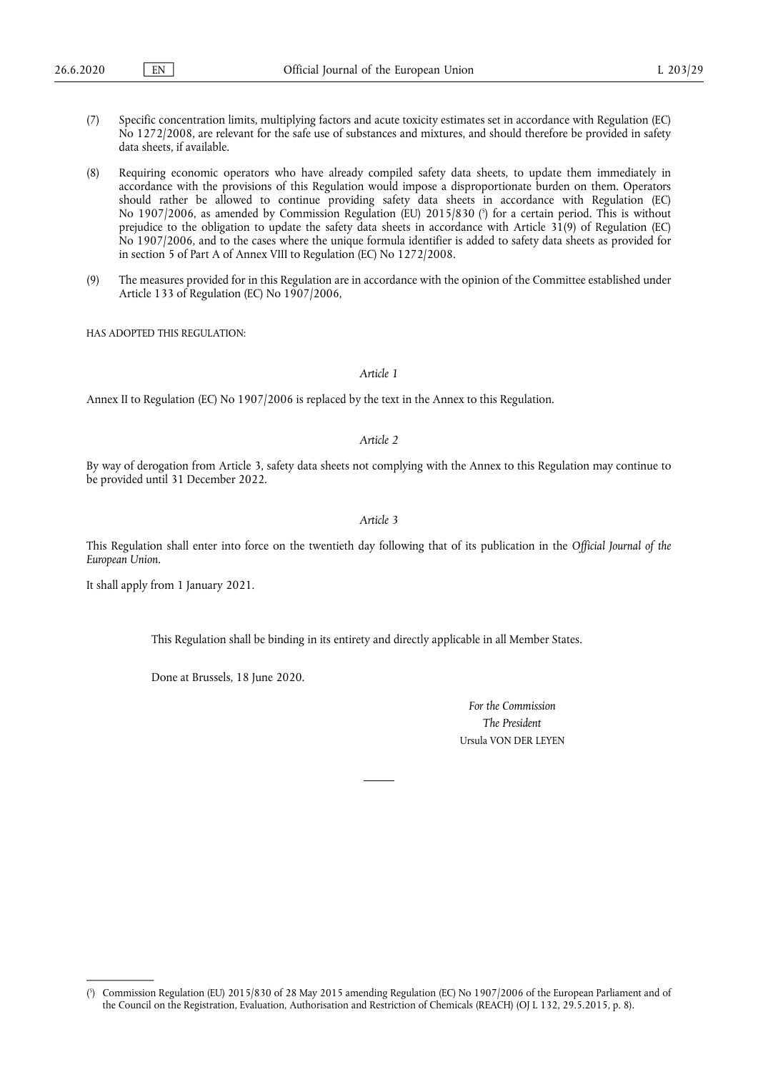(7) Specific concentration limits, multiplying factors and acute toxicity estimates set in accordance with Regulation (EC) No 1272/2008, are relevant for the safe use of substances and mixtures, and should therefore be provided in safety data sheets, if available.

(8) Requiring economic operators who have already compiled safety data sheets, to update them immediately in accordance with the provisions of this Regulation would impose a disproportionate burden on them. Operators should rather be allowed to continue providing safety data sheets in accordance with Regulation (EC) No 1907/2006, as amended by Commission Regulation (EU) 2015/830 [5] for a certain period. This is without prejudice to the obligation to update the safety data sheets in accordance with Article 31(9) of Regulation (EC) No 1907/2006, and to the cases where the unique formula identifier is added to safety data sheets as provided for in section 5 of Part A of Annex VIII to Regulation (EC) No 1272/2008.

(9) The measures provided for in this Regulation are in accordance with the opinion of the Committee established under Article 133 of Regulation (EC) No 1907/2006,

HAS ADOPTED THIS REGULATION:

*Article 1*

Annex II to Regulation (EC) No 1907/2006 is replaced by the text in the Annex to this Regulation.

*Article 2*

By way of derogation from Article 3, safety data sheets not complying with the Annex to this Regulation may continue to be provided until 31 December 2022.

*Article 3*

This Regulation shall enter into force on the twentieth day following that of its publication in the *Official Journal of the European Union*.

It shall apply from 1 January 2021.

This Regulation shall be binding in its entirety and directly applicable in all Member States.

Done at Brussels, 18 June 2020.

*For the Commission*

*The President*

Ursula VON DER LEYEN

---

[5] Commission Regulation (EU) 2015/830 of 28 May 2015 amending Regulation (EC) No 1907/2006 of the European Parliament and of the Council on the Registration, Evaluation, Authorisation and Restriction of Chemicals (REACH) (OJ L 132, 29.5.2015, p. 8).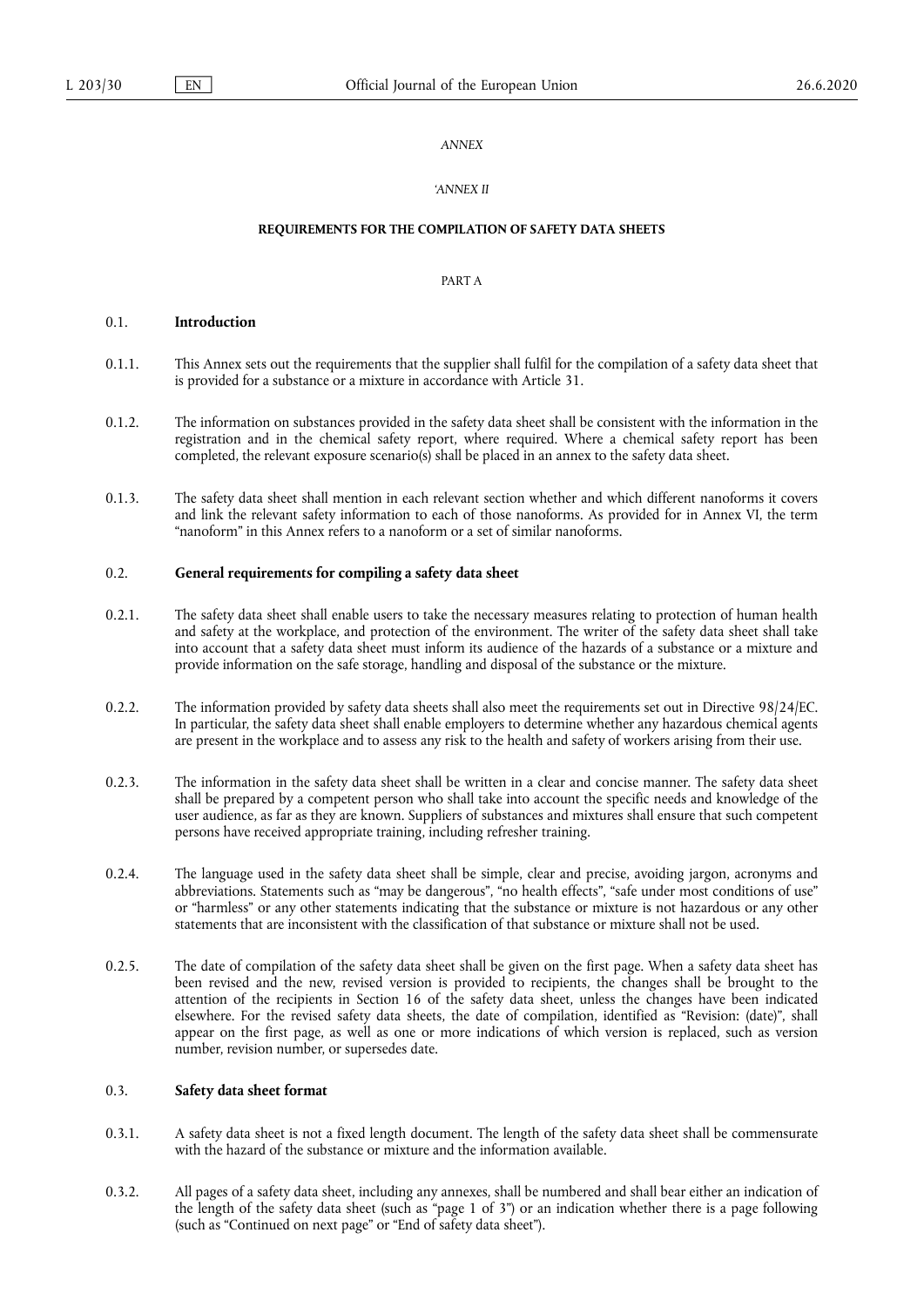*ANNEX*

*'ANNEX II*

**REQUIREMENTS FOR THE COMPILATION OF SAFETY DATA SHEETS**

PART A

## 0.1. Introduction

0.1.1. This Annex sets out the requirements that the supplier shall fulfil for the compilation of a safety data sheet that is provided for a substance or a mixture in accordance with Article 31.

0.1.2. The information on substances provided in the safety data sheet shall be consistent with the information in the registration and in the chemical safety report, where required. Where a chemical safety report has been completed, the relevant exposure scenario(s) shall be placed in an annex to the safety data sheet.

0.1.3. The safety data sheet shall mention in each relevant section whether and which different nanoforms it covers and link the relevant safety information to each of those nanoforms. As provided for in Annex VI, the term "nanoform" in this Annex refers to a nanoform or a set of similar nanoforms.

## 0.2. General requirements for compiling a safety data sheet

0.2.1. The safety data sheet shall enable users to take the necessary measures relating to protection of human health and safety at the workplace, and protection of the environment. The writer of the safety data sheet shall take into account that a safety data sheet must inform its audience of the hazards of a substance or a mixture and provide information on the safe storage, handling and disposal of the substance or the mixture.

0.2.2. The information provided by safety data sheets shall also meet the requirements set out in Directive 98/24/EC. In particular, the safety data sheet shall enable employers to determine whether any hazardous chemical agents are present in the workplace and to assess any risk to the health and safety of workers arising from their use.

0.2.3. The information in the safety data sheet shall be written in a clear and concise manner. The safety data sheet shall be prepared by a competent person who shall take into account the specific needs and knowledge of the user audience, as far as they are known. Suppliers of substances and mixtures shall ensure that such competent persons have received appropriate training, including refresher training.

0.2.4. The language used in the safety data sheet shall be simple, clear and precise, avoiding jargon, acronyms and abbreviations. Statements such as "may be dangerous", "no health effects", "safe under most conditions of use" or "harmless" or any other statements indicating that the substance or mixture is not hazardous or any other statements that are inconsistent with the classification of that substance or mixture shall not be used.

0.2.5. The date of compilation of the safety data sheet shall be given on the first page. When a safety data sheet has been revised and the new, revised version is provided to recipients, the changes shall be brought to the attention of the recipients in Section 16 of the safety data sheet, unless the changes have been indicated elsewhere. For the revised safety data sheets, the date of compilation, identified as "Revision: (date)", shall appear on the first page, as well as one or more indications of which version is replaced, such as version number, revision number, or supersedes date.

## 0.3. Safety data sheet format

0.3.1. A safety data sheet is not a fixed length document. The length of the safety data sheet shall be commensurate with the hazard of the substance or mixture and the information available.

0.3.2. All pages of a safety data sheet, including any annexes, shall be numbered and shall bear either an indication of the length of the safety data sheet (such as "page 1 of 3") or an indication whether there is a page following (such as "Continued on next page" or "End of safety data sheet").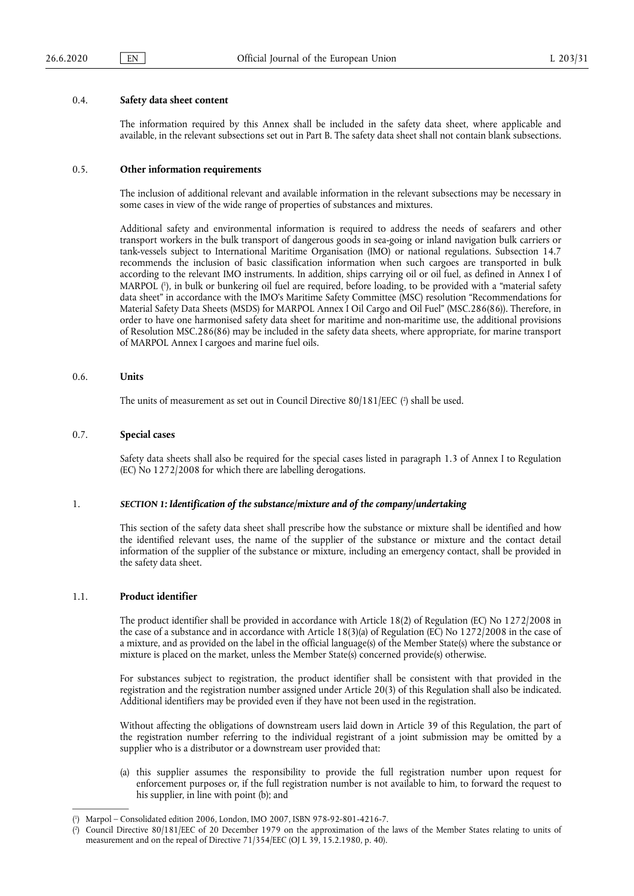0.4. **Safety data sheet content**

The information required by this Annex shall be included in the safety data sheet, where applicable and available, in the relevant subsections set out in Part B. The safety data sheet shall not contain blank subsections.

0.5. **Other information requirements**

The inclusion of additional relevant and available information in the relevant subsections may be necessary in some cases in view of the wide range of properties of substances and mixtures.

Additional safety and environmental information is required to address the needs of seafarers and other transport workers in the bulk transport of dangerous goods in sea-going or inland navigation bulk carriers or tank-vessels subject to International Maritime Organisation (IMO) or national regulations. Subsection 14.7 recommends the inclusion of basic classification information when such cargoes are transported in bulk according to the relevant IMO instruments. In addition, ships carrying oil or oil fuel, as defined in Annex I of MARPOL [1], in bulk or bunkering oil fuel are required, before loading, to be provided with a "material safety data sheet" in accordance with the IMO's Maritime Safety Committee (MSC) resolution "Recommendations for Material Safety Data Sheets (MSDS) for MARPOL Annex I Oil Cargo and Oil Fuel" (MSC.286(86)). Therefore, in order to have one harmonised safety data sheet for maritime and non-maritime use, the additional provisions of Resolution MSC.286(86) may be included in the safety data sheets, where appropriate, for marine transport of MARPOL Annex I cargoes and marine fuel oils.

0.6. **Units**

The units of measurement as set out in Council Directive 80/181/EEC [2] shall be used.

0.7. **Special cases**

Safety data sheets shall also be required for the special cases listed in paragraph 1.3 of Annex I to Regulation (EC) No 1272/2008 for which there are labelling derogations.

1. ***SECTION 1: Identification of the substance/mixture and of the company/undertaking***

This section of the safety data sheet shall prescribe how the substance or mixture shall be identified and how the identified relevant uses, the name of the supplier of the substance or mixture and the contact detail information of the supplier of the substance or mixture, including an emergency contact, shall be provided in the safety data sheet.

1.1. **Product identifier**

The product identifier shall be provided in accordance with Article 18(2) of Regulation (EC) No 1272/2008 in the case of a substance and in accordance with Article 18(3)(a) of Regulation (EC) No 1272/2008 in the case of a mixture, and as provided on the label in the official language(s) of the Member State(s) where the substance or mixture is placed on the market, unless the Member State(s) concerned provide(s) otherwise.

For substances subject to registration, the product identifier shall be consistent with that provided in the registration and the registration number assigned under Article 20(3) of this Regulation shall also be indicated. Additional identifiers may be provided even if they have not been used in the registration.

Without affecting the obligations of downstream users laid down in Article 39 of this Regulation, the part of the registration number referring to the individual registrant of a joint submission may be omitted by a supplier who is a distributor or a downstream user provided that:

(a) this supplier assumes the responsibility to provide the full registration number upon request for enforcement purposes or, if the full registration number is not available to him, to forward the request to his supplier, in line with point (b); and

---

[1] Marpol – Consolidated edition 2006, London, IMO 2007, ISBN 978-92-801-4216-7.

[2] Council Directive 80/181/EEC of 20 December 1979 on the approximation of the laws of the Member States relating to units of measurement and on the repeal of Directive 71/354/EEC (OJ L 39, 15.2.1980, p. 40).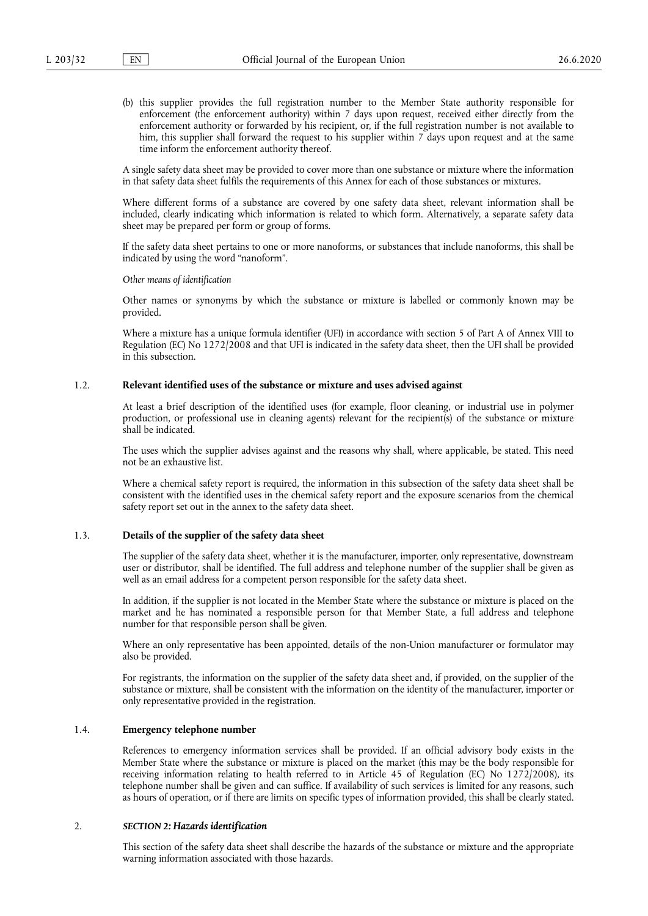(b) this supplier provides the full registration number to the Member State authority responsible for enforcement (the enforcement authority) within 7 days upon request, received either directly from the enforcement authority or forwarded by his recipient, or, if the full registration number is not available to him, this supplier shall forward the request to his supplier within 7 days upon request and at the same time inform the enforcement authority thereof.

A single safety data sheet may be provided to cover more than one substance or mixture where the information in that safety data sheet fulfils the requirements of this Annex for each of those substances or mixtures.

Where different forms of a substance are covered by one safety data sheet, relevant information shall be included, clearly indicating which information is related to which form. Alternatively, a separate safety data sheet may be prepared per form or group of forms.

If the safety data sheet pertains to one or more nanoforms, or substances that include nanoforms, this shall be indicated by using the word "nanoform".

*Other means of identification*

Other names or synonyms by which the substance or mixture is labelled or commonly known may be provided.

Where a mixture has a unique formula identifier (UFI) in accordance with section 5 of Part A of Annex VIII to Regulation (EC) No 1272/2008 and that UFI is indicated in the safety data sheet, then the UFI shall be provided in this subsection.

### 1.2. Relevant identified uses of the substance or mixture and uses advised against

At least a brief description of the identified uses (for example, floor cleaning, or industrial use in polymer production, or professional use in cleaning agents) relevant for the recipient(s) of the substance or mixture shall be indicated.

The uses which the supplier advises against and the reasons why shall, where applicable, be stated. This need not be an exhaustive list.

Where a chemical safety report is required, the information in this subsection of the safety data sheet shall be consistent with the identified uses in the chemical safety report and the exposure scenarios from the chemical safety report set out in the annex to the safety data sheet.

### 1.3. Details of the supplier of the safety data sheet

The supplier of the safety data sheet, whether it is the manufacturer, importer, only representative, downstream user or distributor, shall be identified. The full address and telephone number of the supplier shall be given as well as an email address for a competent person responsible for the safety data sheet.

In addition, if the supplier is not located in the Member State where the substance or mixture is placed on the market and he has nominated a responsible person for that Member State, a full address and telephone number for that responsible person shall be given.

Where an only representative has been appointed, details of the non-Union manufacturer or formulator may also be provided.

For registrants, the information on the supplier of the safety data sheet and, if provided, on the supplier of the substance or mixture, shall be consistent with the information on the identity of the manufacturer, importer or only representative provided in the registration.

### 1.4. Emergency telephone number

References to emergency information services shall be provided. If an official advisory body exists in the Member State where the substance or mixture is placed on the market (this may be the body responsible for receiving information relating to health referred to in Article 45 of Regulation (EC) No 1272/2008), its telephone number shall be given and can suffice. If availability of such services is limited for any reasons, such as hours of operation, or if there are limits on specific types of information provided, this shall be clearly stated.

## 2. *SECTION 2: Hazards identification*

This section of the safety data sheet shall describe the hazards of the substance or mixture and the appropriate warning information associated with those hazards.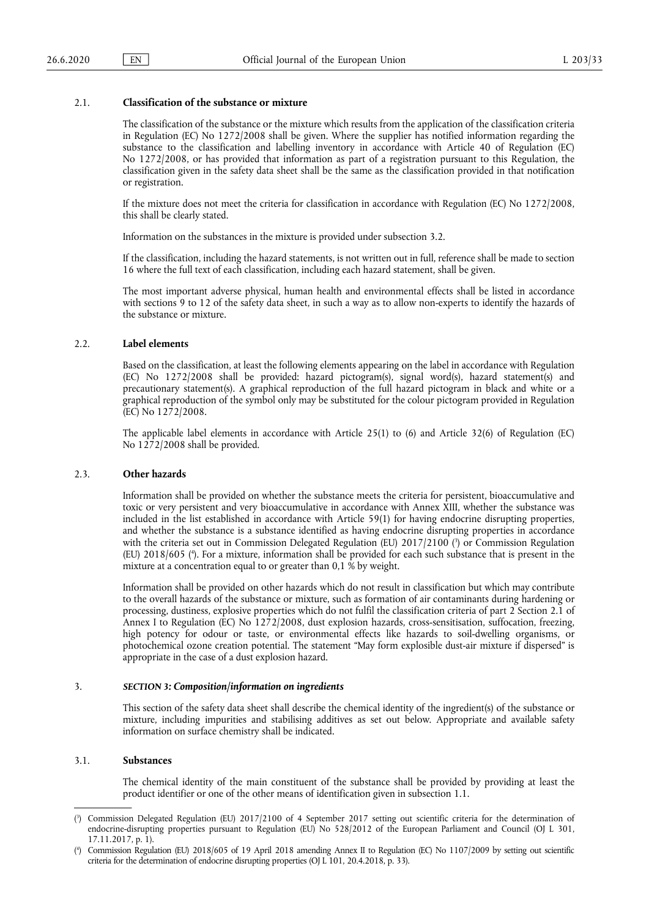### 2.1. Classification of the substance or mixture

The classification of the substance or the mixture which results from the application of the classification criteria in Regulation (EC) No 1272/2008 shall be given. Where the supplier has notified information regarding the substance to the classification and labelling inventory in accordance with Article 40 of Regulation (EC) No 1272/2008, or has provided that information as part of a registration pursuant to this Regulation, the classification given in the safety data sheet shall be the same as the classification provided in that notification or registration.

If the mixture does not meet the criteria for classification in accordance with Regulation (EC) No 1272/2008, this shall be clearly stated.

Information on the substances in the mixture is provided under subsection 3.2.

If the classification, including the hazard statements, is not written out in full, reference shall be made to section 16 where the full text of each classification, including each hazard statement, shall be given.

The most important adverse physical, human health and environmental effects shall be listed in accordance with sections 9 to 12 of the safety data sheet, in such a way as to allow non-experts to identify the hazards of the substance or mixture.

### 2.2. Label elements

Based on the classification, at least the following elements appearing on the label in accordance with Regulation (EC) No 1272/2008 shall be provided: hazard pictogram(s), signal word(s), hazard statement(s) and precautionary statement(s). A graphical reproduction of the full hazard pictogram in black and white or a graphical reproduction of the symbol only may be substituted for the colour pictogram provided in Regulation (EC) No 1272/2008.

The applicable label elements in accordance with Article 25(1) to (6) and Article 32(6) of Regulation (EC) No 1272/2008 shall be provided.

### 2.3. Other hazards

Information shall be provided on whether the substance meets the criteria for persistent, bioaccumulative and toxic or very persistent and very bioaccumulative in accordance with Annex XIII, whether the substance was included in the list established in accordance with Article 59(1) for having endocrine disrupting properties, and whether the substance is a substance identified as having endocrine disrupting properties in accordance with the criteria set out in Commission Delegated Regulation (EU) 2017/2100 ([3]) or Commission Regulation (EU) 2018/605 ([4]). For a mixture, information shall be provided for each such substance that is present in the mixture at a concentration equal to or greater than 0,1 % by weight.

Information shall be provided on other hazards which do not result in classification but which may contribute to the overall hazards of the substance or mixture, such as formation of air contaminants during hardening or processing, dustiness, explosive properties which do not fulfil the classification criteria of part 2 Section 2.1 of Annex I to Regulation (EC) No 1272/2008, dust explosion hazards, cross-sensitisation, suffocation, freezing, high potency for odour or taste, or environmental effects like hazards to soil-dwelling organisms, or photochemical ozone creation potential. The statement "May form explosible dust-air mixture if dispersed" is appropriate in the case of a dust explosion hazard.

## 3. *SECTION 3: Composition/information on ingredients*

This section of the safety data sheet shall describe the chemical identity of the ingredient(s) of the substance or mixture, including impurities and stabilising additives as set out below. Appropriate and available safety information on surface chemistry shall be indicated.

### 3.1. Substances

The chemical identity of the main constituent of the substance shall be provided by providing at least the product identifier or one of the other means of identification given in subsection 1.1.

---

([3]) Commission Delegated Regulation (EU) 2017/2100 of 4 September 2017 setting out scientific criteria for the determination of endocrine-disrupting properties pursuant to Regulation (EU) No 528/2012 of the European Parliament and Council (OJ L 301, 17.11.2017, p. 1).

([4]) Commission Regulation (EU) 2018/605 of 19 April 2018 amending Annex II to Regulation (EC) No 1107/2009 by setting out scientific criteria for the determination of endocrine disrupting properties (OJ L 101, 20.4.2018, p. 33).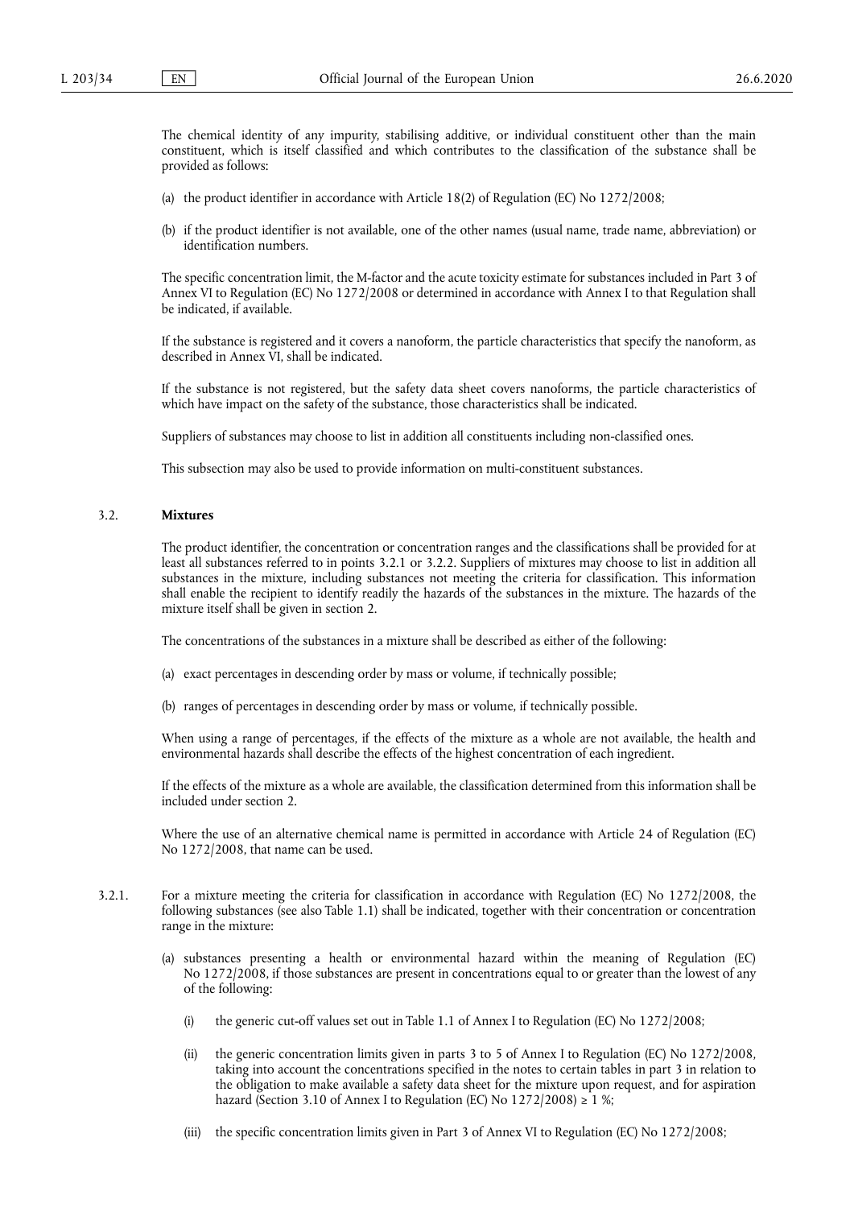The chemical identity of any impurity, stabilising additive, or individual constituent other than the main constituent, which is itself classified and which contributes to the classification of the substance shall be provided as follows:

(a) the product identifier in accordance with Article 18(2) of Regulation (EC) No 1272/2008;

(b) if the product identifier is not available, one of the other names (usual name, trade name, abbreviation) or identification numbers.

The specific concentration limit, the M-factor and the acute toxicity estimate for substances included in Part 3 of Annex VI to Regulation (EC) No 1272/2008 or determined in accordance with Annex I to that Regulation shall be indicated, if available.

If the substance is registered and it covers a nanoform, the particle characteristics that specify the nanoform, as described in Annex VI, shall be indicated.

If the substance is not registered, but the safety data sheet covers nanoforms, the particle characteristics of which have impact on the safety of the substance, those characteristics shall be indicated.

Suppliers of substances may choose to list in addition all constituents including non-classified ones.

This subsection may also be used to provide information on multi-constituent substances.

3.2. **Mixtures**

The product identifier, the concentration or concentration ranges and the classifications shall be provided for at least all substances referred to in points 3.2.1 or 3.2.2. Suppliers of mixtures may choose to list in addition all substances in the mixture, including substances not meeting the criteria for classification. This information shall enable the recipient to identify readily the hazards of the substances in the mixture. The hazards of the mixture itself shall be given in section 2.

The concentrations of the substances in a mixture shall be described as either of the following:

(a) exact percentages in descending order by mass or volume, if technically possible;

(b) ranges of percentages in descending order by mass or volume, if technically possible.

When using a range of percentages, if the effects of the mixture as a whole are not available, the health and environmental hazards shall describe the effects of the highest concentration of each ingredient.

If the effects of the mixture as a whole are available, the classification determined from this information shall be included under section 2.

Where the use of an alternative chemical name is permitted in accordance with Article 24 of Regulation (EC) No 1272/2008, that name can be used.

3.2.1. For a mixture meeting the criteria for classification in accordance with Regulation (EC) No 1272/2008, the following substances (see also Table 1.1) shall be indicated, together with their concentration or concentration range in the mixture:

(a) substances presenting a health or environmental hazard within the meaning of Regulation (EC) No 1272/2008, if those substances are present in concentrations equal to or greater than the lowest of any of the following:

(i) the generic cut-off values set out in Table 1.1 of Annex I to Regulation (EC) No 1272/2008;

(ii) the generic concentration limits given in parts 3 to 5 of Annex I to Regulation (EC) No 1272/2008, taking into account the concentrations specified in the notes to certain tables in part 3 in relation to the obligation to make available a safety data sheet for the mixture upon request, and for aspiration hazard (Section 3.10 of Annex I to Regulation (EC) No 1272/2008) $\geq 1$ %;

(iii) the specific concentration limits given in Part 3 of Annex VI to Regulation (EC) No 1272/2008;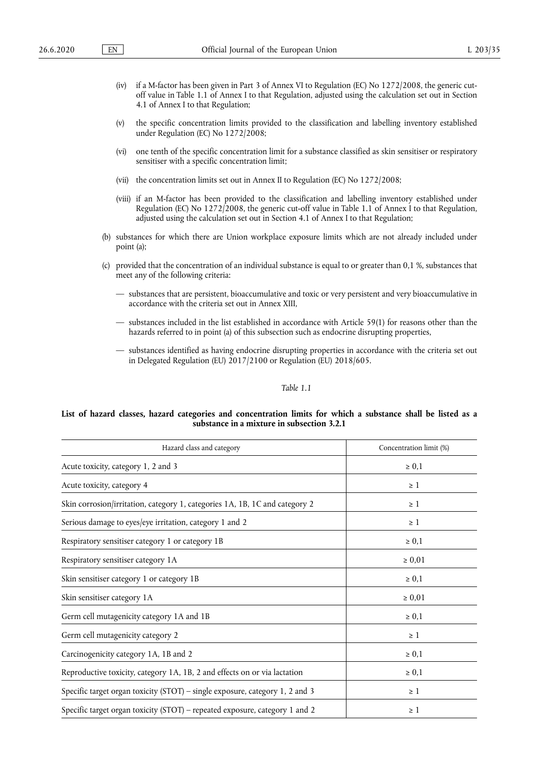(iv) if a M-factor has been given in Part 3 of Annex VI to Regulation (EC) No 1272/2008, the generic cut-off value in Table 1.1 of Annex I to that Regulation, adjusted using the calculation set out in Section 4.1 of Annex I to that Regulation;

(v) the specific concentration limits provided to the classification and labelling inventory established under Regulation (EC) No 1272/2008;

(vi) one tenth of the specific concentration limit for a substance classified as skin sensitiser or respiratory sensitiser with a specific concentration limit;

(vii) the concentration limits set out in Annex II to Regulation (EC) No 1272/2008;

(viii) if an M-factor has been provided to the classification and labelling inventory established under Regulation (EC) No 1272/2008, the generic cut-off value in Table 1.1 of Annex I to that Regulation, adjusted using the calculation set out in Section 4.1 of Annex I to that Regulation;

(b) substances for which there are Union workplace exposure limits which are not already included under point (a);

(c) provided that the concentration of an individual substance is equal to or greater than 0,1 %, substances that meet any of the following criteria:

— substances that are persistent, bioaccumulative and toxic or very persistent and very bioaccumulative in accordance with the criteria set out in Annex XIII,

— substances included in the list established in accordance with Article 59(1) for reasons other than the hazards referred to in point (a) of this subsection such as endocrine disrupting properties,

— substances identified as having endocrine disrupting properties in accordance with the criteria set out in Delegated Regulation (EU) 2017/2100 or Regulation (EU) 2018/605.

*Table 1.1*

**List of hazard classes, hazard categories and concentration limits for which a substance shall be listed as a substance in a mixture in subsection 3.2.1**

| Hazard class and category | Concentration limit (%) |
| --- | --- |
| Acute toxicity, category 1, 2 and 3 | ≥ 0,1 |
| Acute toxicity, category 4 | ≥ 1 |
| Skin corrosion/irritation, category 1, categories 1A, 1B, 1C and category 2 | ≥ 1 |
| Serious damage to eyes/eye irritation, category 1 and 2 | ≥ 1 |
| Respiratory sensitiser category 1 or category 1B | ≥ 0,1 |
| Respiratory sensitiser category 1A | ≥ 0,01 |
| Skin sensitiser category 1 or category 1B | ≥ 0,1 |
| Skin sensitiser category 1A | ≥ 0,01 |
| Germ cell mutagenicity category 1A and 1B | ≥ 0,1 |
| Germ cell mutagenicity category 2 | ≥ 1 |
| Carcinogenicity category 1A, 1B and 2 | ≥ 0,1 |
| Reproductive toxicity, category 1A, 1B, 2 and effects on or via lactation | ≥ 0,1 |
| Specific target organ toxicity (STOT) – single exposure, category 1, 2 and 3 | ≥ 1 |
| Specific target organ toxicity (STOT) – repeated exposure, category 1 and 2 | ≥ 1 |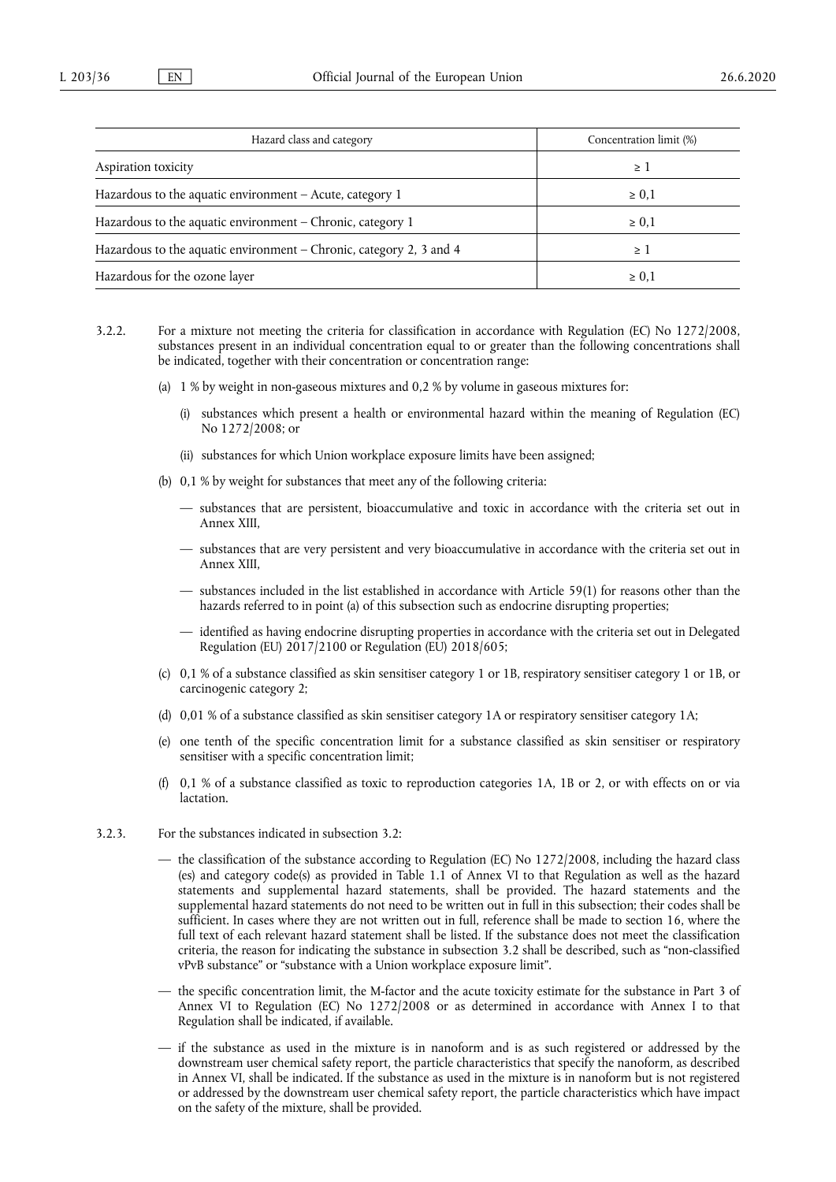| Hazard class and category | Concentration limit (%) |
| --- | --- |
| Aspiration toxicity | ≥ 1 |
| Hazardous to the aquatic environment – Acute, category 1 | ≥ 0,1 |
| Hazardous to the aquatic environment – Chronic, category 1 | ≥ 0,1 |
| Hazardous to the aquatic environment – Chronic, category 2, 3 and 4 | ≥ 1 |
| Hazardous for the ozone layer | ≥ 0,1 |

3.2.2. For a mixture not meeting the criteria for classification in accordance with Regulation (EC) No 1272/2008, substances present in an individual concentration equal to or greater than the following concentrations shall be indicated, together with their concentration or concentration range:

(a) 1 % by weight in non-gaseous mixtures and 0,2 % by volume in gaseous mixtures for:

(i) substances which present a health or environmental hazard within the meaning of Regulation (EC) No 1272/2008; or

(ii) substances for which Union workplace exposure limits have been assigned;

(b) 0,1 % by weight for substances that meet any of the following criteria:

— substances that are persistent, bioaccumulative and toxic in accordance with the criteria set out in Annex XIII,

— substances that are very persistent and very bioaccumulative in accordance with the criteria set out in Annex XIII,

— substances included in the list established in accordance with Article 59(1) for reasons other than the hazards referred to in point (a) of this subsection such as endocrine disrupting properties;

— identified as having endocrine disrupting properties in accordance with the criteria set out in Delegated Regulation (EU) 2017/2100 or Regulation (EU) 2018/605;

(c) 0,1 % of a substance classified as skin sensitiser category 1 or 1B, respiratory sensitiser category 1 or 1B, or carcinogenic category 2;

(d) 0,01 % of a substance classified as skin sensitiser category 1A or respiratory sensitiser category 1A;

(e) one tenth of the specific concentration limit for a substance classified as skin sensitiser or respiratory sensitiser with a specific concentration limit;

(f) 0,1 % of a substance classified as toxic to reproduction categories 1A, 1B or 2, or with effects on or via lactation.

3.2.3. For the substances indicated in subsection 3.2:

— the classification of the substance according to Regulation (EC) No 1272/2008, including the hazard class (es) and category code(s) as provided in Table 1.1 of Annex VI to that Regulation as well as the hazard statements and supplemental hazard statements, shall be provided. The hazard statements and the supplemental hazard statements do not need to be written out in full in this subsection; their codes shall be sufficient. In cases where they are not written out in full, reference shall be made to section 16, where the full text of each relevant hazard statement shall be listed. If the substance does not meet the classification criteria, the reason for indicating the substance in subsection 3.2 shall be described, such as "non-classified vPvB substance" or "substance with a Union workplace exposure limit".

— the specific concentration limit, the M-factor and the acute toxicity estimate for the substance in Part 3 of Annex VI to Regulation (EC) No 1272/2008 or as determined in accordance with Annex I to that Regulation shall be indicated, if available.

— if the substance as used in the mixture is in nanoform and is as such registered or addressed by the downstream user chemical safety report, the particle characteristics that specify the nanoform, as described in Annex VI, shall be indicated. If the substance as used in the mixture is in nanoform but is not registered or addressed by the downstream user chemical safety report, the particle characteristics which have impact on the safety of the mixture, shall be provided.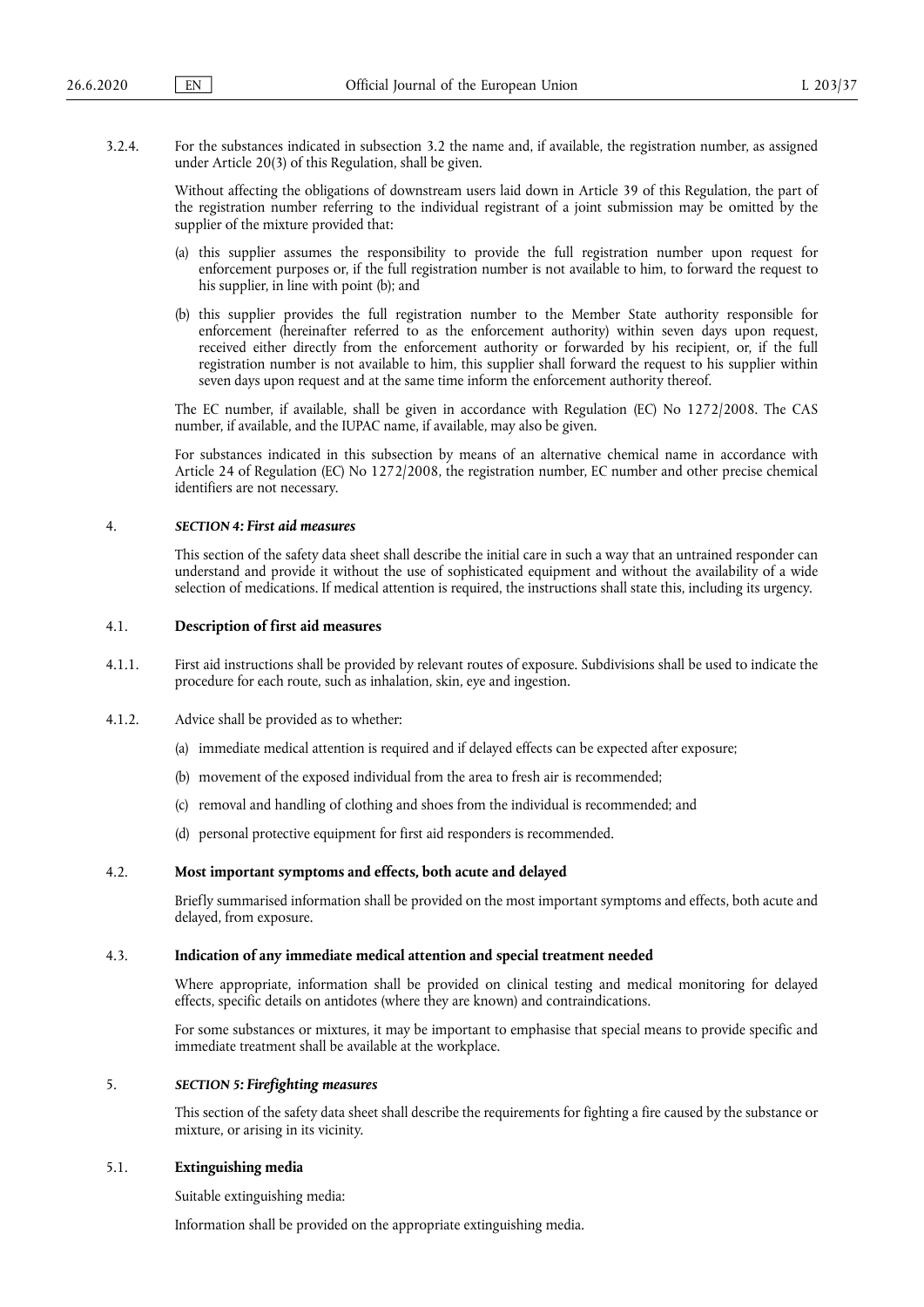3.2.4. For the substances indicated in subsection 3.2 the name and, if available, the registration number, as assigned under Article 20(3) of this Regulation, shall be given.

Without affecting the obligations of downstream users laid down in Article 39 of this Regulation, the part of the registration number referring to the individual registrant of a joint submission may be omitted by the supplier of the mixture provided that:

(a) this supplier assumes the responsibility to provide the full registration number upon request for enforcement purposes or, if the full registration number is not available to him, to forward the request to his supplier, in line with point (b); and

(b) this supplier provides the full registration number to the Member State authority responsible for enforcement (hereinafter referred to as the enforcement authority) within seven days upon request, received either directly from the enforcement authority or forwarded by his recipient, or, if the full registration number is not available to him, this supplier shall forward the request to his supplier within seven days upon request and at the same time inform the enforcement authority thereof.

The EC number, if available, shall be given in accordance with Regulation (EC) No 1272/2008. The CAS number, if available, and the IUPAC name, if available, may also be given.

For substances indicated in this subsection by means of an alternative chemical name in accordance with Article 24 of Regulation (EC) No 1272/2008, the registration number, EC number and other precise chemical identifiers are not necessary.

## 4. *SECTION 4: First aid measures*

This section of the safety data sheet shall describe the initial care in such a way that an untrained responder can understand and provide it without the use of sophisticated equipment and without the availability of a wide selection of medications. If medical attention is required, the instructions shall state this, including its urgency.

### 4.1. **Description of first aid measures**

4.1.1. First aid instructions shall be provided by relevant routes of exposure. Subdivisions shall be used to indicate the procedure for each route, such as inhalation, skin, eye and ingestion.

4.1.2. Advice shall be provided as to whether:

(a) immediate medical attention is required and if delayed effects can be expected after exposure;

(b) movement of the exposed individual from the area to fresh air is recommended;

(c) removal and handling of clothing and shoes from the individual is recommended; and

(d) personal protective equipment for first aid responders is recommended.

### 4.2. **Most important symptoms and effects, both acute and delayed**

Briefly summarised information shall be provided on the most important symptoms and effects, both acute and delayed, from exposure.

### 4.3. **Indication of any immediate medical attention and special treatment needed**

Where appropriate, information shall be provided on clinical testing and medical monitoring for delayed effects, specific details on antidotes (where they are known) and contraindications.

For some substances or mixtures, it may be important to emphasise that special means to provide specific and immediate treatment shall be available at the workplace.

## 5. *SECTION 5: Firefighting measures*

This section of the safety data sheet shall describe the requirements for fighting a fire caused by the substance or mixture, or arising in its vicinity.

### 5.1. **Extinguishing media**

Suitable extinguishing media:

Information shall be provided on the appropriate extinguishing media.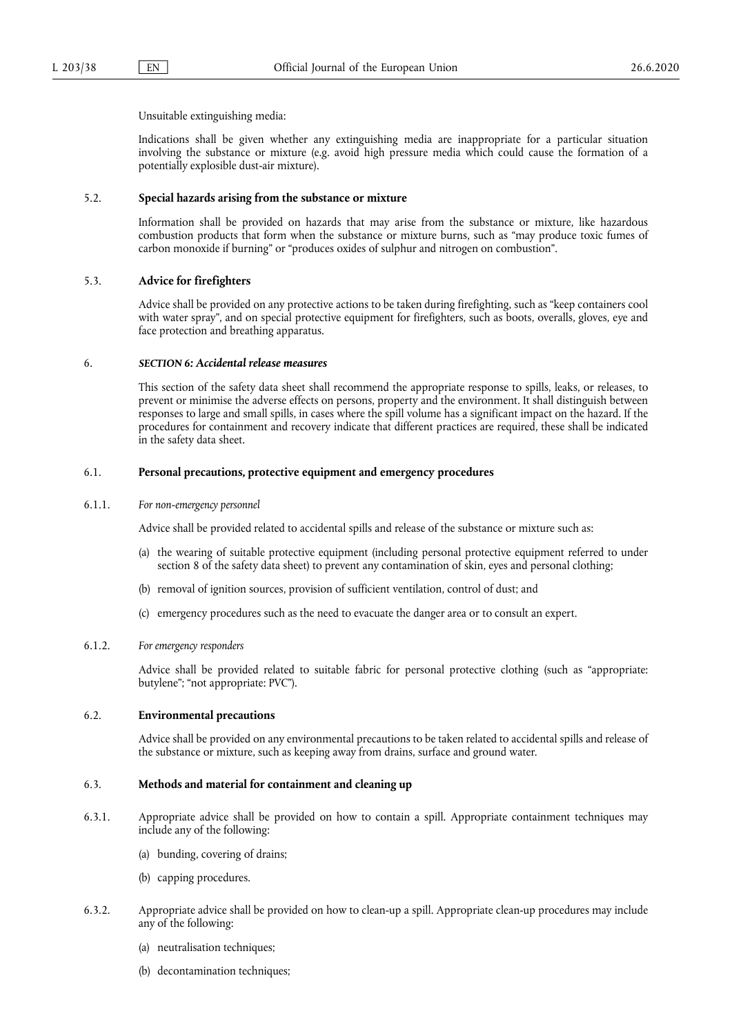Unsuitable extinguishing media:

Indications shall be given whether any extinguishing media are inappropriate for a particular situation involving the substance or mixture (e.g. avoid high pressure media which could cause the formation of a potentially explosible dust-air mixture).

### 5.2. **Special hazards arising from the substance or mixture**

Information shall be provided on hazards that may arise from the substance or mixture, like hazardous combustion products that form when the substance or mixture burns, such as "may produce toxic fumes of carbon monoxide if burning" or "produces oxides of sulphur and nitrogen on combustion".

### 5.3. **Advice for firefighters**

Advice shall be provided on any protective actions to be taken during firefighting, such as "keep containers cool with water spray", and on special protective equipment for firefighters, such as boots, overalls, gloves, eye and face protection and breathing apparatus.

## 6. ***SECTION 6: Accidental release measures***

This section of the safety data sheet shall recommend the appropriate response to spills, leaks, or releases, to prevent or minimise the adverse effects on persons, property and the environment. It shall distinguish between responses to large and small spills, in cases where the spill volume has a significant impact on the hazard. If the procedures for containment and recovery indicate that different practices are required, these shall be indicated in the safety data sheet.

### 6.1. **Personal precautions, protective equipment and emergency procedures**

#### 6.1.1. *For non-emergency personnel*

Advice shall be provided related to accidental spills and release of the substance or mixture such as:

(a) the wearing of suitable protective equipment (including personal protective equipment referred to under section 8 of the safety data sheet) to prevent any contamination of skin, eyes and personal clothing;

(b) removal of ignition sources, provision of sufficient ventilation, control of dust; and

(c) emergency procedures such as the need to evacuate the danger area or to consult an expert.

#### 6.1.2. *For emergency responders*

Advice shall be provided related to suitable fabric for personal protective clothing (such as "appropriate: butylene"; "not appropriate: PVC").

### 6.2. **Environmental precautions**

Advice shall be provided on any environmental precautions to be taken related to accidental spills and release of the substance or mixture, such as keeping away from drains, surface and ground water.

### 6.3. **Methods and material for containment and cleaning up**

6.3.1. Appropriate advice shall be provided on how to contain a spill. Appropriate containment techniques may include any of the following:

(a) bunding, covering of drains;

(b) capping procedures.

6.3.2. Appropriate advice shall be provided on how to clean-up a spill. Appropriate clean-up procedures may include any of the following:

(a) neutralisation techniques;

(b) decontamination techniques;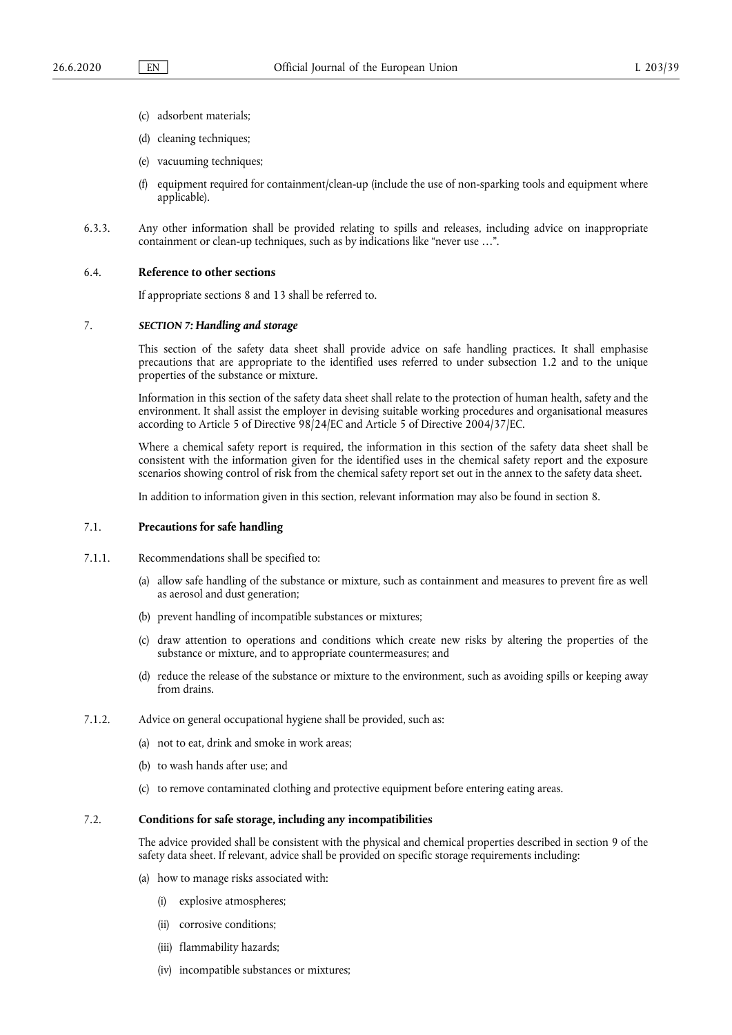(c) adsorbent materials;

(d) cleaning techniques;

(e) vacuuming techniques;

(f) equipment required for containment/clean-up (include the use of non-sparking tools and equipment where applicable).

6.3.3. Any other information shall be provided relating to spills and releases, including advice on inappropriate containment or clean-up techniques, such as by indications like "never use …".

6.4. **Reference to other sections**

If appropriate sections 8 and 13 shall be referred to.

7. ***SECTION 7: Handling and storage***

This section of the safety data sheet shall provide advice on safe handling practices. It shall emphasise precautions that are appropriate to the identified uses referred to under subsection 1.2 and to the unique properties of the substance or mixture.

Information in this section of the safety data sheet shall relate to the protection of human health, safety and the environment. It shall assist the employer in devising suitable working procedures and organisational measures according to Article 5 of Directive 98/24/EC and Article 5 of Directive 2004/37/EC.

Where a chemical safety report is required, the information in this section of the safety data sheet shall be consistent with the information given for the identified uses in the chemical safety report and the exposure scenarios showing control of risk from the chemical safety report set out in the annex to the safety data sheet.

In addition to information given in this section, relevant information may also be found in section 8.

7.1. **Precautions for safe handling**

7.1.1. Recommendations shall be specified to:

(a) allow safe handling of the substance or mixture, such as containment and measures to prevent fire as well as aerosol and dust generation;

(b) prevent handling of incompatible substances or mixtures;

(c) draw attention to operations and conditions which create new risks by altering the properties of the substance or mixture, and to appropriate countermeasures; and

(d) reduce the release of the substance or mixture to the environment, such as avoiding spills or keeping away from drains.

7.1.2. Advice on general occupational hygiene shall be provided, such as:

(a) not to eat, drink and smoke in work areas;

(b) to wash hands after use; and

(c) to remove contaminated clothing and protective equipment before entering eating areas.

7.2. **Conditions for safe storage, including any incompatibilities**

The advice provided shall be consistent with the physical and chemical properties described in section 9 of the safety data sheet. If relevant, advice shall be provided on specific storage requirements including:

(a) how to manage risks associated with:

(i) explosive atmospheres;

(ii) corrosive conditions;

(iii) flammability hazards;

(iv) incompatible substances or mixtures;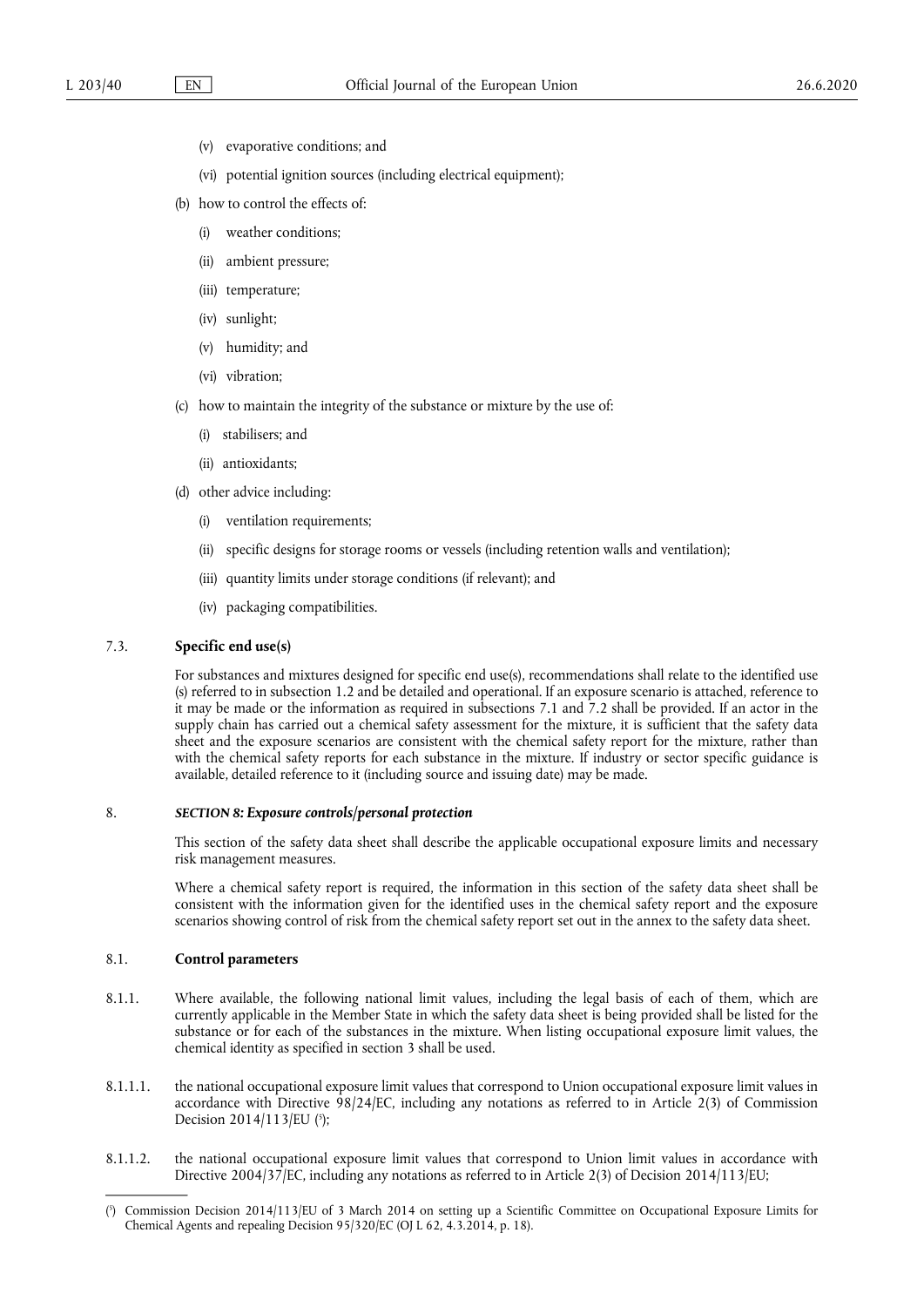- (v) evaporative conditions; and
- (vi) potential ignition sources (including electrical equipment);

(b) how to control the effects of:

- (i) weather conditions;
- (ii) ambient pressure;
- (iii) temperature;
- (iv) sunlight;
- (v) humidity; and
- (vi) vibration;

(c) how to maintain the integrity of the substance or mixture by the use of:

- (i) stabilisers; and
- (ii) antioxidants;

(d) other advice including:

- (i) ventilation requirements;
- (ii) specific designs for storage rooms or vessels (including retention walls and ventilation);
- (iii) quantity limits under storage conditions (if relevant); and
- (iv) packaging compatibilities.

### 7.3. **Specific end use(s)**

For substances and mixtures designed for specific end use(s), recommendations shall relate to the identified use (s) referred to in subsection 1.2 and be detailed and operational. If an exposure scenario is attached, reference to it may be made or the information as required in subsections 7.1 and 7.2 shall be provided. If an actor in the supply chain has carried out a chemical safety assessment for the mixture, it is sufficient that the safety data sheet and the exposure scenarios are consistent with the chemical safety report for the mixture, rather than with the chemical safety reports for each substance in the mixture. If industry or sector specific guidance is available, detailed reference to it (including source and issuing date) may be made.

## 8. ***SECTION 8: Exposure controls/personal protection***

This section of the safety data sheet shall describe the applicable occupational exposure limits and necessary risk management measures.

Where a chemical safety report is required, the information in this section of the safety data sheet shall be consistent with the information given for the identified uses in the chemical safety report and the exposure scenarios showing control of risk from the chemical safety report set out in the annex to the safety data sheet.

### 8.1. **Control parameters**

8.1.1. Where available, the following national limit values, including the legal basis of each of them, which are currently applicable in the Member State in which the safety data sheet is being provided shall be listed for the substance or for each of the substances in the mixture. When listing occupational exposure limit values, the chemical identity as specified in section 3 shall be used.

8.1.1.1. the national occupational exposure limit values that correspond to Union occupational exposure limit values in accordance with Directive 98/24/EC, including any notations as referred to in Article 2(3) of Commission Decision 2014/113/EU ([5]);

8.1.1.2. the national occupational exposure limit values that correspond to Union limit values in accordance with Directive 2004/37/EC, including any notations as referred to in Article 2(3) of Decision 2014/113/EU;

---

([5]) Commission Decision 2014/113/EU of 3 March 2014 on setting up a Scientific Committee on Occupational Exposure Limits for Chemical Agents and repealing Decision 95/320/EC (OJ L 62, 4.3.2014, p. 18).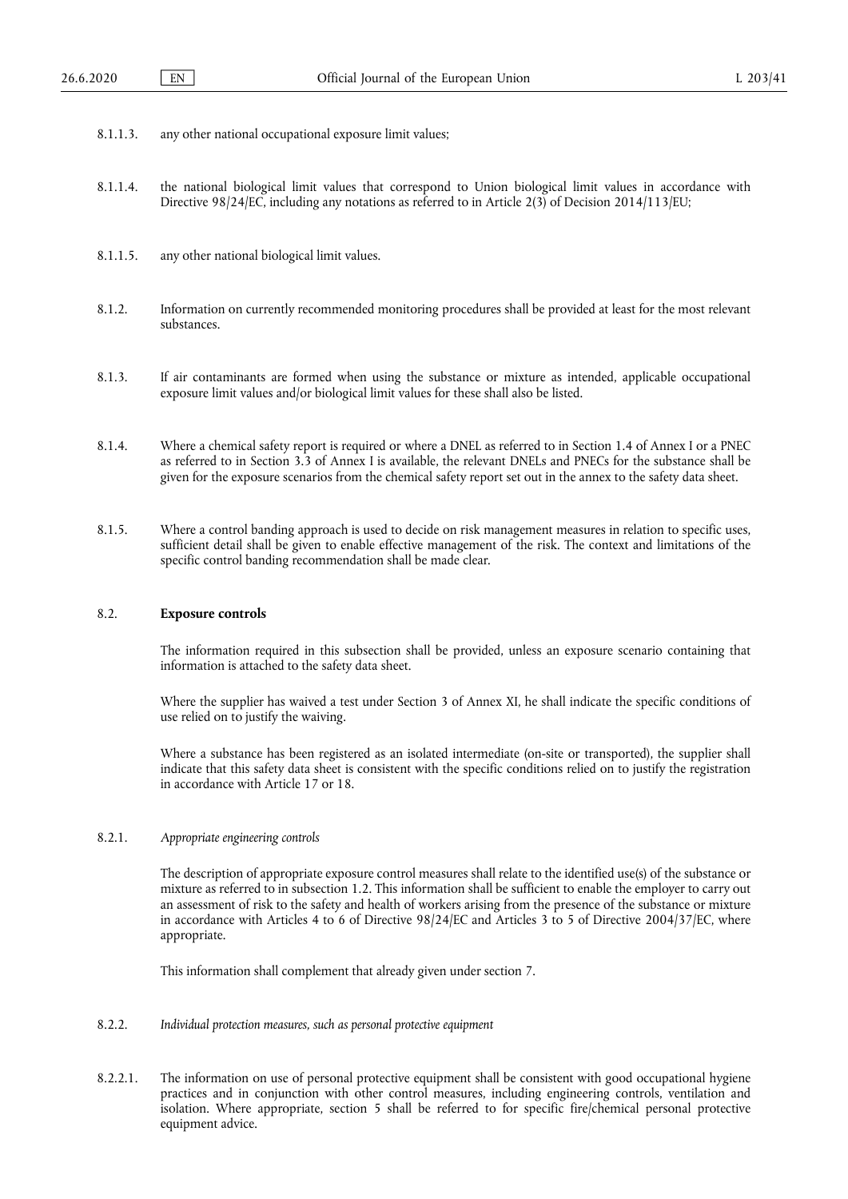8.1.1.3. any other national occupational exposure limit values;

8.1.1.4. the national biological limit values that correspond to Union biological limit values in accordance with Directive 98/24/EC, including any notations as referred to in Article 2(3) of Decision 2014/113/EU;

8.1.1.5. any other national biological limit values.

8.1.2. Information on currently recommended monitoring procedures shall be provided at least for the most relevant substances.

8.1.3. If air contaminants are formed when using the substance or mixture as intended, applicable occupational exposure limit values and/or biological limit values for these shall also be listed.

8.1.4. Where a chemical safety report is required or where a DNEL as referred to in Section 1.4 of Annex I or a PNEC as referred to in Section 3.3 of Annex I is available, the relevant DNELs and PNECs for the substance shall be given for the exposure scenarios from the chemical safety report set out in the annex to the safety data sheet.

8.1.5. Where a control banding approach is used to decide on risk management measures in relation to specific uses, sufficient detail shall be given to enable effective management of the risk. The context and limitations of the specific control banding recommendation shall be made clear.

## 8.2. **Exposure controls**

The information required in this subsection shall be provided, unless an exposure scenario containing that information is attached to the safety data sheet.

Where the supplier has waived a test under Section 3 of Annex XI, he shall indicate the specific conditions of use relied on to justify the waiving.

Where a substance has been registered as an isolated intermediate (on-site or transported), the supplier shall indicate that this safety data sheet is consistent with the specific conditions relied on to justify the registration in accordance with Article 17 or 18.

### 8.2.1. *Appropriate engineering controls*

The description of appropriate exposure control measures shall relate to the identified use(s) of the substance or mixture as referred to in subsection 1.2. This information shall be sufficient to enable the employer to carry out an assessment of risk to the safety and health of workers arising from the presence of the substance or mixture in accordance with Articles 4 to 6 of Directive 98/24/EC and Articles 3 to 5 of Directive 2004/37/EC, where appropriate.

This information shall complement that already given under section 7.

### 8.2.2. *Individual protection measures, such as personal protective equipment*

8.2.2.1. The information on use of personal protective equipment shall be consistent with good occupational hygiene practices and in conjunction with other control measures, including engineering controls, ventilation and isolation. Where appropriate, section 5 shall be referred to for specific fire/chemical personal protective equipment advice.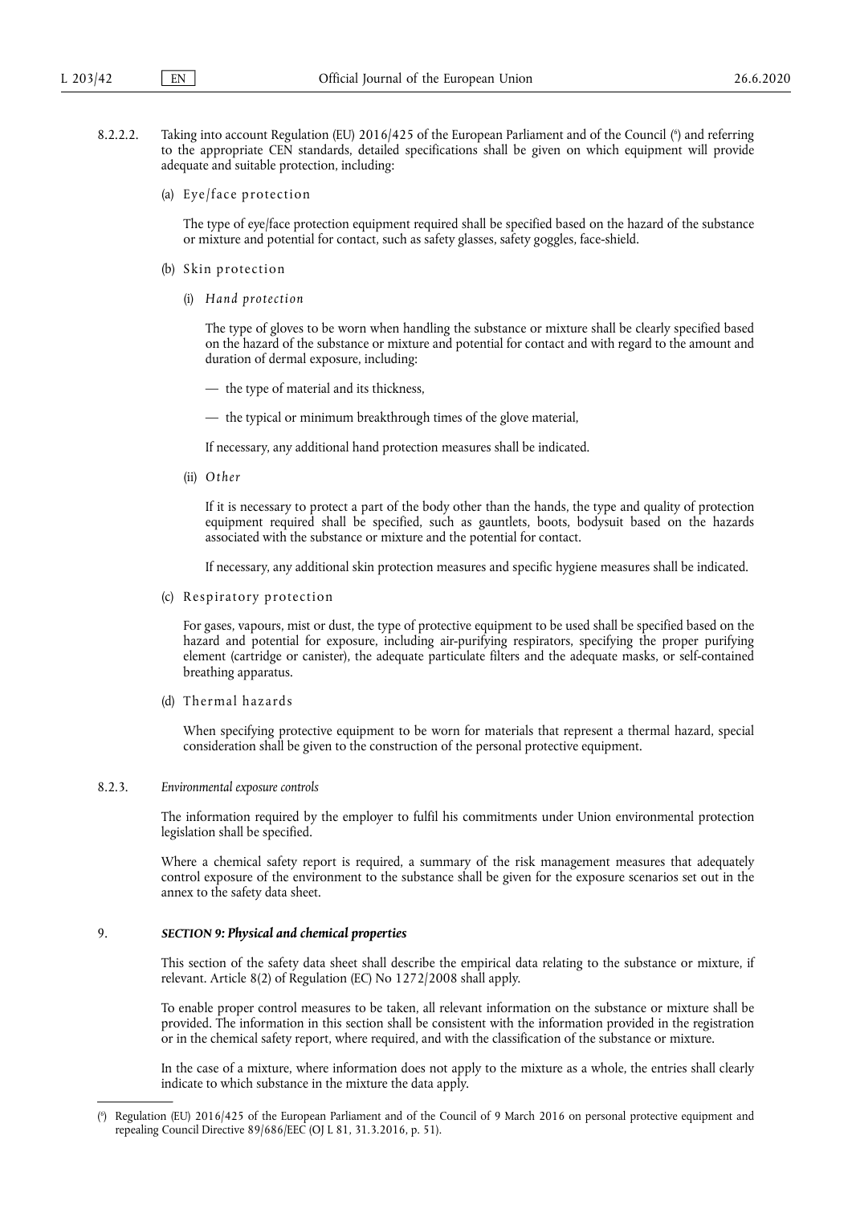8.2.2.2. Taking into account Regulation (EU) 2016/425 of the European Parliament and of the Council ([6]) and referring to the appropriate CEN standards, detailed specifications shall be given on which equipment will provide adequate and suitable protection, including:

(a) Eye/face protection

The type of eye/face protection equipment required shall be specified based on the hazard of the substance or mixture and potential for contact, such as safety glasses, safety goggles, face-shield.

(b) Skin protection

(i) *Hand protection*

The type of gloves to be worn when handling the substance or mixture shall be clearly specified based on the hazard of the substance or mixture and potential for contact and with regard to the amount and duration of dermal exposure, including:

— the type of material and its thickness,

— the typical or minimum breakthrough times of the glove material,

If necessary, any additional hand protection measures shall be indicated.

(ii) *Other*

If it is necessary to protect a part of the body other than the hands, the type and quality of protection equipment required shall be specified, such as gauntlets, boots, bodysuit based on the hazards associated with the substance or mixture and the potential for contact.

If necessary, any additional skin protection measures and specific hygiene measures shall be indicated.

(c) Respiratory protection

For gases, vapours, mist or dust, the type of protective equipment to be used shall be specified based on the hazard and potential for exposure, including air-purifying respirators, specifying the proper purifying element (cartridge or canister), the adequate particulate filters and the adequate masks, or self-contained breathing apparatus.

(d) Thermal hazards

When specifying protective equipment to be worn for materials that represent a thermal hazard, special consideration shall be given to the construction of the personal protective equipment.

8.2.3. *Environmental exposure controls*

The information required by the employer to fulfil his commitments under Union environmental protection legislation shall be specified.

Where a chemical safety report is required, a summary of the risk management measures that adequately control exposure of the environment to the substance shall be given for the exposure scenarios set out in the annex to the safety data sheet.

## 9. ***SECTION 9: Physical and chemical properties***

This section of the safety data sheet shall describe the empirical data relating to the substance or mixture, if relevant. Article 8(2) of Regulation (EC) No 1272/2008 shall apply.

To enable proper control measures to be taken, all relevant information on the substance or mixture shall be provided. The information in this section shall be consistent with the information provided in the registration or in the chemical safety report, where required, and with the classification of the substance or mixture.

In the case of a mixture, where information does not apply to the mixture as a whole, the entries shall clearly indicate to which substance in the mixture the data apply.

---

([6]) Regulation (EU) 2016/425 of the European Parliament and of the Council of 9 March 2016 on personal protective equipment and repealing Council Directive 89/686/EEC (OJ L 81, 31.3.2016, p. 51).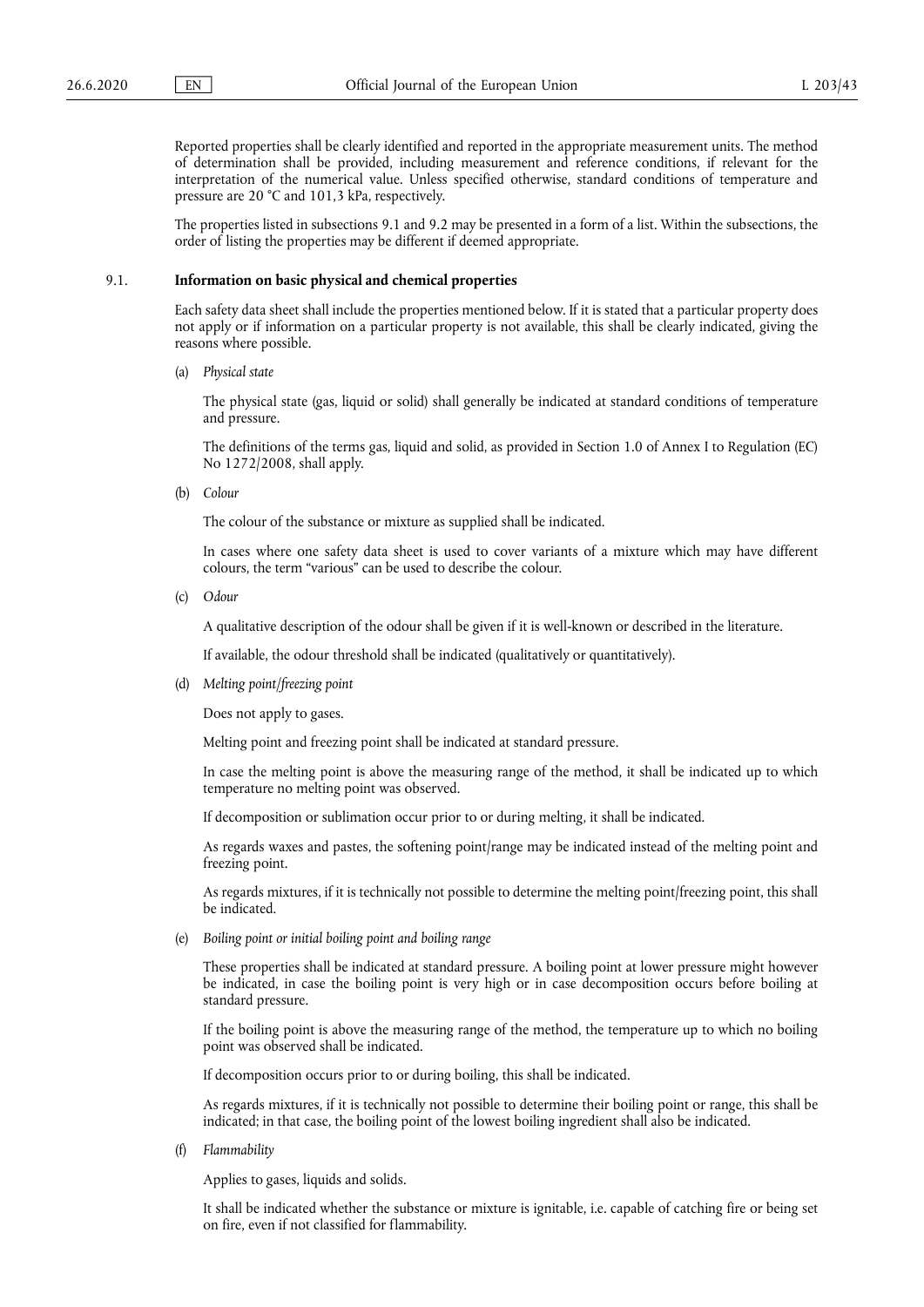Reported properties shall be clearly identified and reported in the appropriate measurement units. The method of determination shall be provided, including measurement and reference conditions, if relevant for the interpretation of the numerical value. Unless specified otherwise, standard conditions of temperature and pressure are 20 °C and 101,3 kPa, respectively.

The properties listed in subsections 9.1 and 9.2 may be presented in a form of a list. Within the subsections, the order of listing the properties may be different if deemed appropriate.

## 9.1. **Information on basic physical and chemical properties**

Each safety data sheet shall include the properties mentioned below. If it is stated that a particular property does not apply or if information on a particular property is not available, this shall be clearly indicated, giving the reasons where possible.

(a) *Physical state*

The physical state (gas, liquid or solid) shall generally be indicated at standard conditions of temperature and pressure.

The definitions of the terms gas, liquid and solid, as provided in Section 1.0 of Annex I to Regulation (EC) No 1272/2008, shall apply.

(b) *Colour*

The colour of the substance or mixture as supplied shall be indicated.

In cases where one safety data sheet is used to cover variants of a mixture which may have different colours, the term "various" can be used to describe the colour.

(c) *Odour*

A qualitative description of the odour shall be given if it is well-known or described in the literature.

If available, the odour threshold shall be indicated (qualitatively or quantitatively).

(d) *Melting point/freezing point*

Does not apply to gases.

Melting point and freezing point shall be indicated at standard pressure.

In case the melting point is above the measuring range of the method, it shall be indicated up to which temperature no melting point was observed.

If decomposition or sublimation occur prior to or during melting, it shall be indicated.

As regards waxes and pastes, the softening point/range may be indicated instead of the melting point and freezing point.

As regards mixtures, if it is technically not possible to determine the melting point/freezing point, this shall be indicated.

(e) *Boiling point or initial boiling point and boiling range*

These properties shall be indicated at standard pressure. A boiling point at lower pressure might however be indicated, in case the boiling point is very high or in case decomposition occurs before boiling at standard pressure.

If the boiling point is above the measuring range of the method, the temperature up to which no boiling point was observed shall be indicated.

If decomposition occurs prior to or during boiling, this shall be indicated.

As regards mixtures, if it is technically not possible to determine their boiling point or range, this shall be indicated; in that case, the boiling point of the lowest boiling ingredient shall also be indicated.

(f) *Flammability*

Applies to gases, liquids and solids.

It shall be indicated whether the substance or mixture is ignitable, i.e. capable of catching fire or being set on fire, even if not classified for flammability.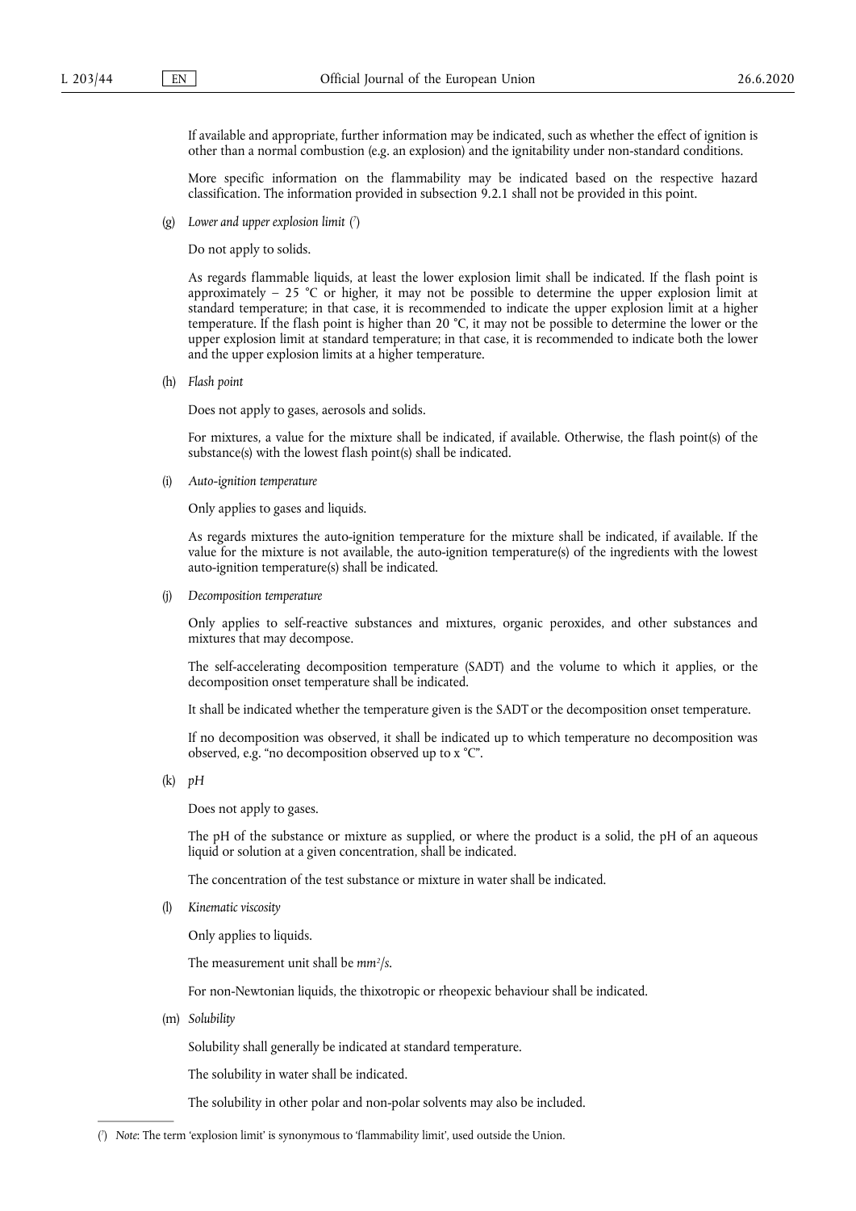If available and appropriate, further information may be indicated, such as whether the effect of ignition is other than a normal combustion (e.g. an explosion) and the ignitability under non-standard conditions.

More specific information on the flammability may be indicated based on the respective hazard classification. The information provided in subsection 9.2.1 shall not be provided in this point.

(g) *Lower and upper explosion limit* (*)

Do not apply to solids.

As regards flammable liquids, at least the lower explosion limit shall be indicated. If the flash point is approximately − 25 °C or higher, it may not be possible to determine the upper explosion limit at standard temperature; in that case, it is recommended to indicate the upper explosion limit at a higher temperature. If the flash point is higher than 20 °C, it may not be possible to determine the lower or the upper explosion limit at standard temperature; in that case, it is recommended to indicate both the lower and the upper explosion limits at a higher temperature.

(h) *Flash point*

Does not apply to gases, aerosols and solids.

For mixtures, a value for the mixture shall be indicated, if available. Otherwise, the flash point(s) of the substance(s) with the lowest flash point(s) shall be indicated.

(i) *Auto-ignition temperature*

Only applies to gases and liquids.

As regards mixtures the auto-ignition temperature for the mixture shall be indicated, if available. If the value for the mixture is not available, the auto-ignition temperature(s) of the ingredients with the lowest auto-ignition temperature(s) shall be indicated.

(j) *Decomposition temperature*

Only applies to self-reactive substances and mixtures, organic peroxides, and other substances and mixtures that may decompose.

The self-accelerating decomposition temperature (SADT) and the volume to which it applies, or the decomposition onset temperature shall be indicated.

It shall be indicated whether the temperature given is the SADT or the decomposition onset temperature.

If no decomposition was observed, it shall be indicated up to which temperature no decomposition was observed, e.g. "no decomposition observed up to x °C".

(k) *pH*

Does not apply to gases.

The pH of the substance or mixture as supplied, or where the product is a solid, the pH of an aqueous liquid or solution at a given concentration, shall be indicated.

The concentration of the test substance or mixture in water shall be indicated.

(l) *Kinematic viscosity*

Only applies to liquids.

The measurement unit shall be *mm²/s*.

For non-Newtonian liquids, the thixotropic or rheopexic behaviour shall be indicated.

(m) *Solubility*

Solubility shall generally be indicated at standard temperature.

The solubility in water shall be indicated.

The solubility in other polar and non-polar solvents may also be included.

---

(*) *Note*: The term 'explosion limit' is synonymous to 'flammability limit', used outside the Union.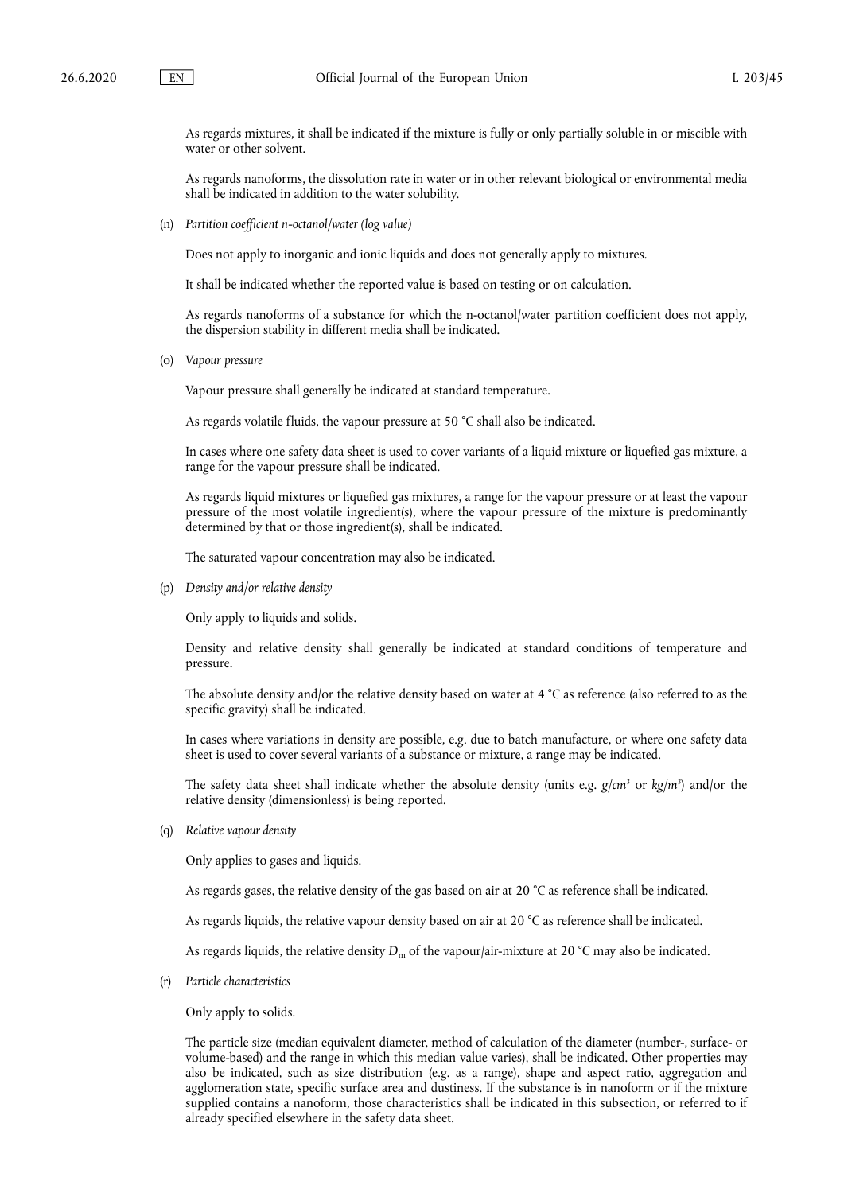As regards mixtures, it shall be indicated if the mixture is fully or only partially soluble in or miscible with water or other solvent.

As regards nanoforms, the dissolution rate in water or in other relevant biological or environmental media shall be indicated in addition to the water solubility.

(n) *Partition coefficient n-octanol/water (log value)*

Does not apply to inorganic and ionic liquids and does not generally apply to mixtures.

It shall be indicated whether the reported value is based on testing or on calculation.

As regards nanoforms of a substance for which the n-octanol/water partition coefficient does not apply, the dispersion stability in different media shall be indicated.

(o) *Vapour pressure*

Vapour pressure shall generally be indicated at standard temperature.

As regards volatile fluids, the vapour pressure at 50 °C shall also be indicated.

In cases where one safety data sheet is used to cover variants of a liquid mixture or liquefied gas mixture, a range for the vapour pressure shall be indicated.

As regards liquid mixtures or liquefied gas mixtures, a range for the vapour pressure or at least the vapour pressure of the most volatile ingredient(s), where the vapour pressure of the mixture is predominantly determined by that or those ingredient(s), shall be indicated.

The saturated vapour concentration may also be indicated.

(p) *Density and/or relative density*

Only apply to liquids and solids.

Density and relative density shall generally be indicated at standard conditions of temperature and pressure.

The absolute density and/or the relative density based on water at 4 °C as reference (also referred to as the specific gravity) shall be indicated.

In cases where variations in density are possible, e.g. due to batch manufacture, or where one safety data sheet is used to cover several variants of a substance or mixture, a range may be indicated.

The safety data sheet shall indicate whether the absolute density (units e.g. $g/cm^3$ or $kg/m^3$) and/or the relative density (dimensionless) is being reported.

(q) *Relative vapour density*

Only applies to gases and liquids.

As regards gases, the relative density of the gas based on air at 20 °C as reference shall be indicated.

As regards liquids, the relative vapour density based on air at 20 °C as reference shall be indicated.

As regards liquids, the relative density $D_m$ of the vapour/air-mixture at 20 °C may also be indicated.

(r) *Particle characteristics*

Only apply to solids.

The particle size (median equivalent diameter, method of calculation of the diameter (number-, surface- or volume-based) and the range in which this median value varies), shall be indicated. Other properties may also be indicated, such as size distribution (e.g. as a range), shape and aspect ratio, aggregation and agglomeration state, specific surface area and dustiness. If the substance is in nanoform or if the mixture supplied contains a nanoform, those characteristics shall be indicated in this subsection, or referred to if already specified elsewhere in the safety data sheet.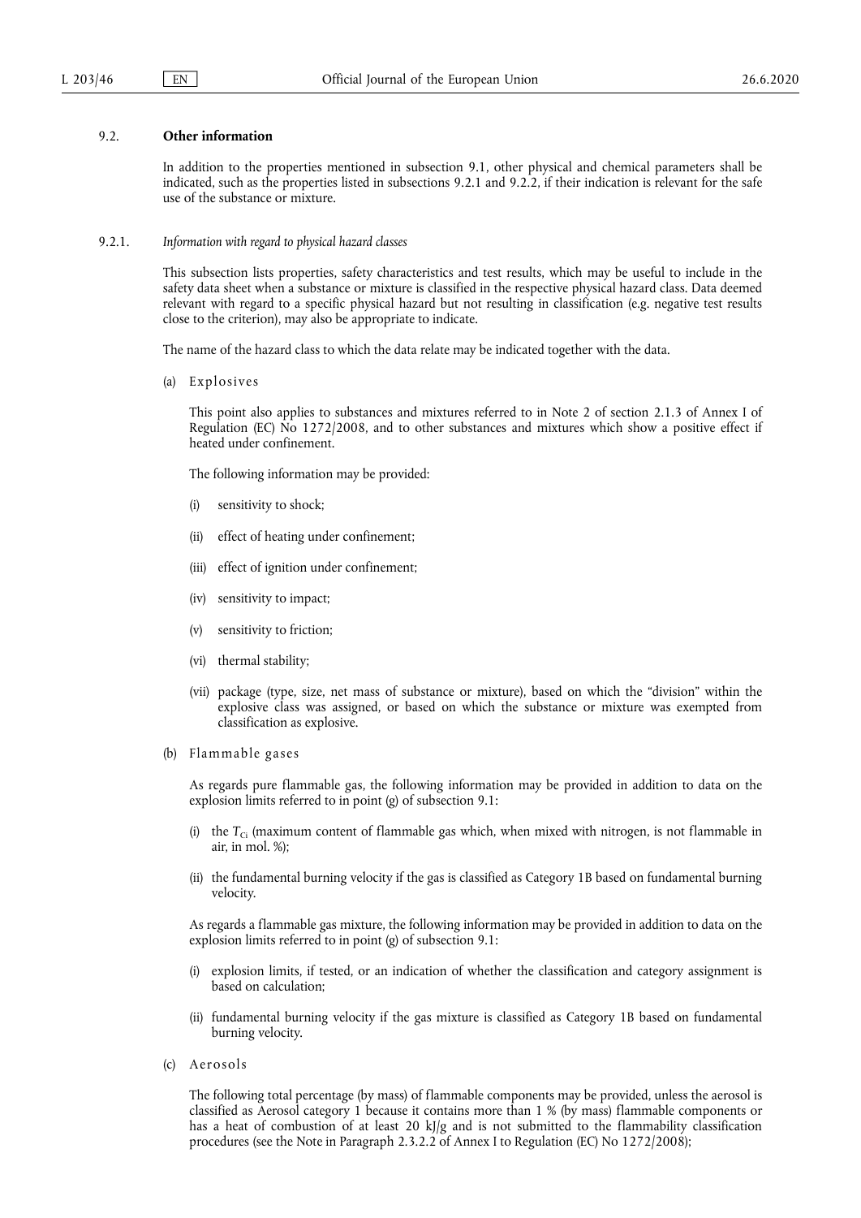### 9.2. **Other information**

In addition to the properties mentioned in subsection 9.1, other physical and chemical parameters shall be indicated, such as the properties listed in subsections 9.2.1 and 9.2.2, if their indication is relevant for the safe use of the substance or mixture.

#### 9.2.1. *Information with regard to physical hazard classes*

This subsection lists properties, safety characteristics and test results, which may be useful to include in the safety data sheet when a substance or mixture is classified in the respective physical hazard class. Data deemed relevant with regard to a specific physical hazard but not resulting in classification (e.g. negative test results close to the criterion), may also be appropriate to indicate.

The name of the hazard class to which the data relate may be indicated together with the data.

(a) Explosives

This point also applies to substances and mixtures referred to in Note 2 of section 2.1.3 of Annex I of Regulation (EC) No 1272/2008, and to other substances and mixtures which show a positive effect if heated under confinement.

The following information may be provided:

(i) sensitivity to shock;

(ii) effect of heating under confinement;

(iii) effect of ignition under confinement;

(iv) sensitivity to impact;

(v) sensitivity to friction;

(vi) thermal stability;

(vii) package (type, size, net mass of substance or mixture), based on which the “division” within the explosive class was assigned, or based on which the substance or mixture was exempted from classification as explosive.

(b) Flammable gases

As regards pure flammable gas, the following information may be provided in addition to data on the explosion limits referred to in point (g) of subsection 9.1:

(i) the $T_{Ci}$ (maximum content of flammable gas which, when mixed with nitrogen, is not flammable in air, in mol. %);

(ii) the fundamental burning velocity if the gas is classified as Category 1B based on fundamental burning velocity.

As regards a flammable gas mixture, the following information may be provided in addition to data on the explosion limits referred to in point (g) of subsection 9.1:

(i) explosion limits, if tested, or an indication of whether the classification and category assignment is based on calculation;

(ii) fundamental burning velocity if the gas mixture is classified as Category 1B based on fundamental burning velocity.

(c) Aerosols

The following total percentage (by mass) of flammable components may be provided, unless the aerosol is classified as Aerosol category 1 because it contains more than 1 % (by mass) flammable components or has a heat of combustion of at least 20 kJ/g and is not submitted to the flammability classification procedures (see the Note in Paragraph 2.3.2.2 of Annex I to Regulation (EC) No 1272/2008);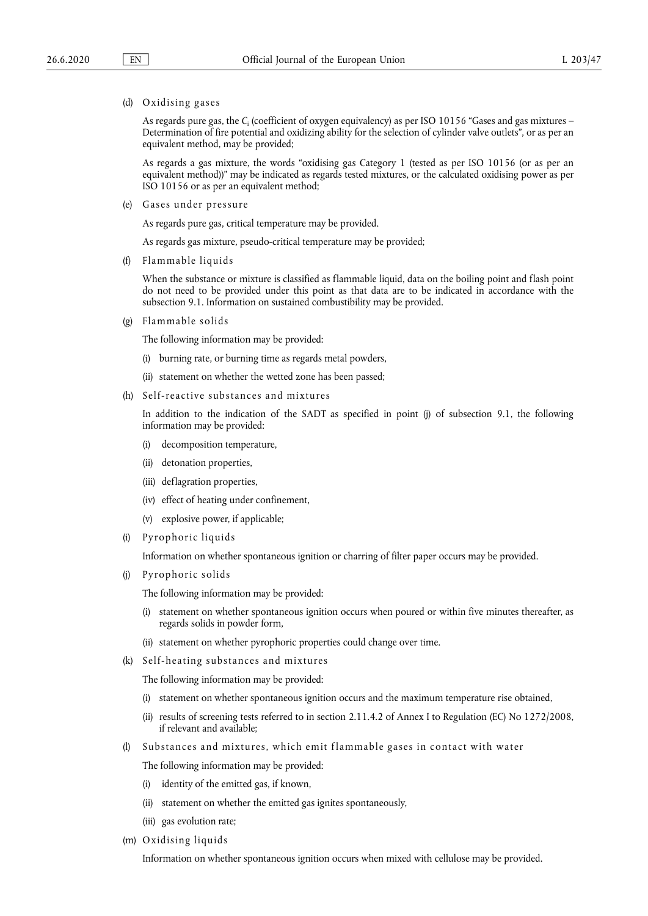(d) Oxidising gases

As regards pure gas, the $C_i$ (coefficient of oxygen equivalency) as per ISO 10156 "Gases and gas mixtures – Determination of fire potential and oxidizing ability for the selection of cylinder valve outlets", or as per an equivalent method, may be provided;

As regards a gas mixture, the words "oxidising gas Category 1 (tested as per ISO 10156 (or as per an equivalent method))" may be indicated as regards tested mixtures, or the calculated oxidising power as per ISO 10156 or as per an equivalent method;

(e) Gases under pressure

As regards pure gas, critical temperature may be provided.

As regards gas mixture, pseudo-critical temperature may be provided;

(f) Flammable liquids

When the substance or mixture is classified as flammable liquid, data on the boiling point and flash point do not need to be provided under this point as that data are to be indicated in accordance with the subsection 9.1. Information on sustained combustibility may be provided.

(g) Flammable solids

The following information may be provided:

(i) burning rate, or burning time as regards metal powders,

(ii) statement on whether the wetted zone has been passed;

(h) Self-reactive substances and mixtures

In addition to the indication of the SADT as specified in point (j) of subsection 9.1, the following information may be provided:

(i) decomposition temperature,

(ii) detonation properties,

(iii) deflagration properties,

(iv) effect of heating under confinement,

(v) explosive power, if applicable;

(i) Pyrophoric liquids

Information on whether spontaneous ignition or charring of filter paper occurs may be provided.

(j) Pyrophoric solids

The following information may be provided:

(i) statement on whether spontaneous ignition occurs when poured or within five minutes thereafter, as regards solids in powder form,

(ii) statement on whether pyrophoric properties could change over time.

(k) Self-heating substances and mixtures

The following information may be provided:

(i) statement on whether spontaneous ignition occurs and the maximum temperature rise obtained,

(ii) results of screening tests referred to in section 2.11.4.2 of Annex I to Regulation (EC) No 1272/2008, if relevant and available;

(l) Substances and mixtures, which emit flammable gases in contact with water

The following information may be provided:

(i) identity of the emitted gas, if known,

(ii) statement on whether the emitted gas ignites spontaneously,

(iii) gas evolution rate;

(m) Oxidising liquids

Information on whether spontaneous ignition occurs when mixed with cellulose may be provided.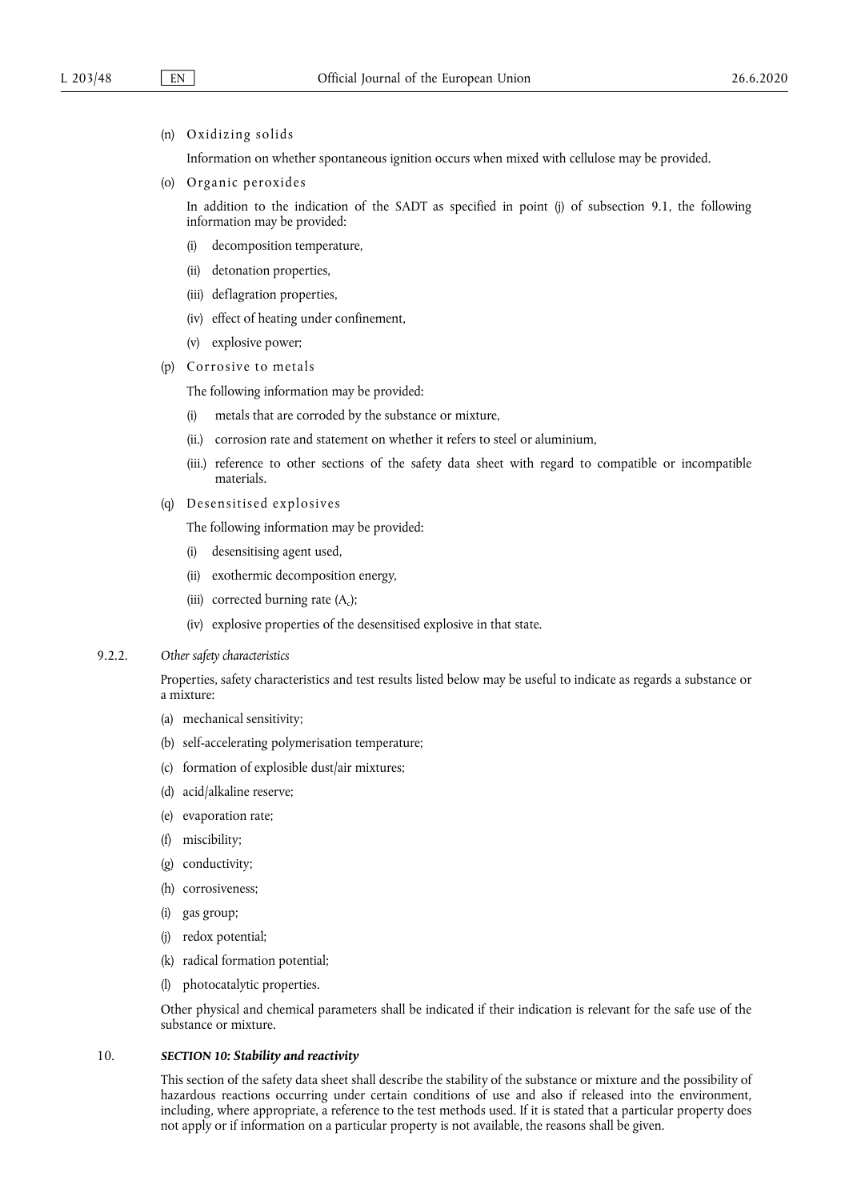(n) Oxidizing solids

Information on whether spontaneous ignition occurs when mixed with cellulose may be provided.

(o) Organic peroxides

In addition to the indication of the SADT as specified in point (j) of subsection 9.1, the following information may be provided:

(i) decomposition temperature,

(ii) detonation properties,

(iii) deflagration properties,

(iv) effect of heating under confinement,

(v) explosive power;

(p) Corrosive to metals

The following information may be provided:

(i) metals that are corroded by the substance or mixture,

(ii.) corrosion rate and statement on whether it refers to steel or aluminium,

(iii.) reference to other sections of the safety data sheet with regard to compatible or incompatible materials.

(q) Desensitised explosives

The following information may be provided:

(i) desensitising agent used,

(ii) exothermic decomposition energy,

(iii) corrected burning rate ($A_c$);

(iv) explosive properties of the desensitised explosive in that state.

9.2.2. *Other safety characteristics*

Properties, safety characteristics and test results listed below may be useful to indicate as regards a substance or a mixture:

(a) mechanical sensitivity;

(b) self-accelerating polymerisation temperature;

(c) formation of explosible dust/air mixtures;

(d) acid/alkaline reserve;

(e) evaporation rate;

(f) miscibility;

(g) conductivity;

(h) corrosiveness;

(i) gas group;

(j) redox potential;

(k) radical formation potential;

(l) photocatalytic properties.

Other physical and chemical parameters shall be indicated if their indication is relevant for the safe use of the substance or mixture.

## 10. *SECTION 10: Stability and reactivity*

This section of the safety data sheet shall describe the stability of the substance or mixture and the possibility of hazardous reactions occurring under certain conditions of use and also if released into the environment, including, where appropriate, a reference to the test methods used. If it is stated that a particular property does not apply or if information on a particular property is not available, the reasons shall be given.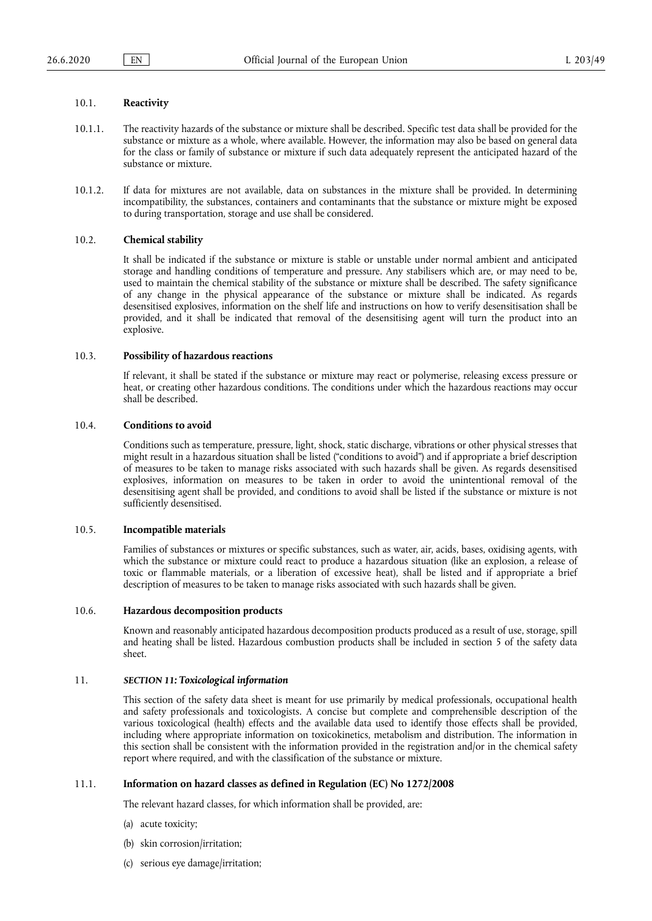10.1. **Reactivity**

10.1.1. The reactivity hazards of the substance or mixture shall be described. Specific test data shall be provided for the substance or mixture as a whole, where available. However, the information may also be based on general data for the class or family of substance or mixture if such data adequately represent the anticipated hazard of the substance or mixture.

10.1.2. If data for mixtures are not available, data on substances in the mixture shall be provided. In determining incompatibility, the substances, containers and contaminants that the substance or mixture might be exposed to during transportation, storage and use shall be considered.

10.2. **Chemical stability**

It shall be indicated if the substance or mixture is stable or unstable under normal ambient and anticipated storage and handling conditions of temperature and pressure. Any stabilisers which are, or may need to be, used to maintain the chemical stability of the substance or mixture shall be described. The safety significance of any change in the physical appearance of the substance or mixture shall be indicated. As regards desensitised explosives, information on the shelf life and instructions on how to verify desensitisation shall be provided, and it shall be indicated that removal of the desensitising agent will turn the product into an explosive.

10.3. **Possibility of hazardous reactions**

If relevant, it shall be stated if the substance or mixture may react or polymerise, releasing excess pressure or heat, or creating other hazardous conditions. The conditions under which the hazardous reactions may occur shall be described.

10.4. **Conditions to avoid**

Conditions such as temperature, pressure, light, shock, static discharge, vibrations or other physical stresses that might result in a hazardous situation shall be listed ("conditions to avoid") and if appropriate a brief description of measures to be taken to manage risks associated with such hazards shall be given. As regards desensitised explosives, information on measures to be taken in order to avoid the unintentional removal of the desensitising agent shall be provided, and conditions to avoid shall be listed if the substance or mixture is not sufficiently desensitised.

10.5. **Incompatible materials**

Families of substances or mixtures or specific substances, such as water, air, acids, bases, oxidising agents, with which the substance or mixture could react to produce a hazardous situation (like an explosion, a release of toxic or flammable materials, or a liberation of excessive heat), shall be listed and if appropriate a brief description of measures to be taken to manage risks associated with such hazards shall be given.

10.6. **Hazardous decomposition products**

Known and reasonably anticipated hazardous decomposition products produced as a result of use, storage, spill and heating shall be listed. Hazardous combustion products shall be included in section 5 of the safety data sheet.

11. ***SECTION 11: Toxicological information***

This section of the safety data sheet is meant for use primarily by medical professionals, occupational health and safety professionals and toxicologists. A concise but complete and comprehensible description of the various toxicological (health) effects and the available data used to identify those effects shall be provided, including where appropriate information on toxicokinetics, metabolism and distribution. The information in this section shall be consistent with the information provided in the registration and/or in the chemical safety report where required, and with the classification of the substance or mixture.

11.1. **Information on hazard classes as defined in Regulation (EC) No 1272/2008**

The relevant hazard classes, for which information shall be provided, are:

(a) acute toxicity;

(b) skin corrosion/irritation;

(c) serious eye damage/irritation;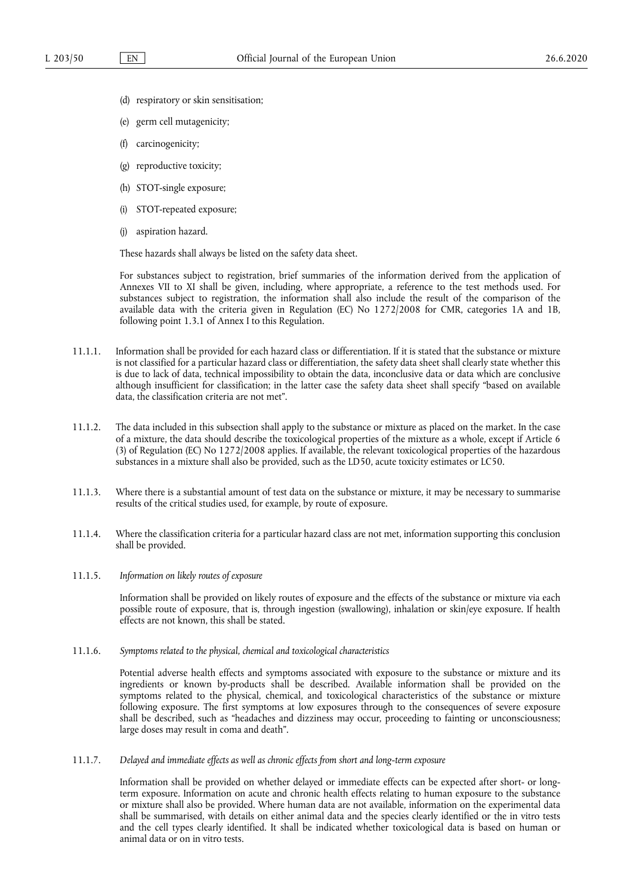(d) respiratory or skin sensitisation;

(e) germ cell mutagenicity;

(f) carcinogenicity;

(g) reproductive toxicity;

(h) STOT-single exposure;

(i) STOT-repeated exposure;

(j) aspiration hazard.

These hazards shall always be listed on the safety data sheet.

For substances subject to registration, brief summaries of the information derived from the application of Annexes VII to XI shall be given, including, where appropriate, a reference to the test methods used. For substances subject to registration, the information shall also include the result of the comparison of the available data with the criteria given in Regulation (EC) No 1272/2008 for CMR, categories 1A and 1B, following point 1.3.1 of Annex I to this Regulation.

11.1.1. Information shall be provided for each hazard class or differentiation. If it is stated that the substance or mixture is not classified for a particular hazard class or differentiation, the safety data sheet shall clearly state whether this is due to lack of data, technical impossibility to obtain the data, inconclusive data or data which are conclusive although insufficient for classification; in the latter case the safety data sheet shall specify "based on available data, the classification criteria are not met".

11.1.2. The data included in this subsection shall apply to the substance or mixture as placed on the market. In the case of a mixture, the data should describe the toxicological properties of the mixture as a whole, except if Article 6 (3) of Regulation (EC) No 1272/2008 applies. If available, the relevant toxicological properties of the hazardous substances in a mixture shall also be provided, such as the LD50, acute toxicity estimates or LC50.

11.1.3. Where there is a substantial amount of test data on the substance or mixture, it may be necessary to summarise results of the critical studies used, for example, by route of exposure.

11.1.4. Where the classification criteria for a particular hazard class are not met, information supporting this conclusion shall be provided.

11.1.5. *Information on likely routes of exposure*

Information shall be provided on likely routes of exposure and the effects of the substance or mixture via each possible route of exposure, that is, through ingestion (swallowing), inhalation or skin/eye exposure. If health effects are not known, this shall be stated.

11.1.6. *Symptoms related to the physical, chemical and toxicological characteristics*

Potential adverse health effects and symptoms associated with exposure to the substance or mixture and its ingredients or known by-products shall be described. Available information shall be provided on the symptoms related to the physical, chemical, and toxicological characteristics of the substance or mixture following exposure. The first symptoms at low exposures through to the consequences of severe exposure shall be described, such as "headaches and dizziness may occur, proceeding to fainting or unconsciousness; large doses may result in coma and death".

11.1.7. *Delayed and immediate effects as well as chronic effects from short and long-term exposure*

Information shall be provided on whether delayed or immediate effects can be expected after short- or long-term exposure. Information on acute and chronic health effects relating to human exposure to the substance or mixture shall also be provided. Where human data are not available, information on the experimental data shall be summarised, with details on either animal data and the species clearly identified or the in vitro tests and the cell types clearly identified. It shall be indicated whether toxicological data is based on human or animal data or on in vitro tests.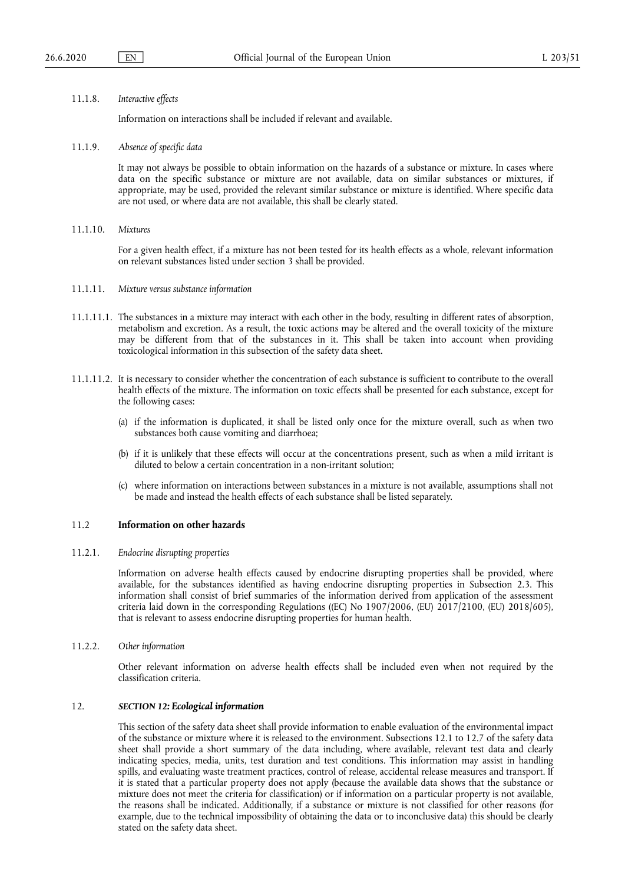11.1.8. *Interactive effects*

Information on interactions shall be included if relevant and available.

11.1.9. *Absence of specific data*

It may not always be possible to obtain information on the hazards of a substance or mixture. In cases where data on the specific substance or mixture are not available, data on similar substances or mixtures, if appropriate, may be used, provided the relevant similar substance or mixture is identified. Where specific data are not used, or where data are not available, this shall be clearly stated.

11.1.10. *Mixtures*

For a given health effect, if a mixture has not been tested for its health effects as a whole, relevant information on relevant substances listed under section 3 shall be provided.

11.1.11. *Mixture versus substance information*

11.1.11.1. The substances in a mixture may interact with each other in the body, resulting in different rates of absorption, metabolism and excretion. As a result, the toxic actions may be altered and the overall toxicity of the mixture may be different from that of the substances in it. This shall be taken into account when providing toxicological information in this subsection of the safety data sheet.

11.1.11.2. It is necessary to consider whether the concentration of each substance is sufficient to contribute to the overall health effects of the mixture. The information on toxic effects shall be presented for each substance, except for the following cases:

(a) if the information is duplicated, it shall be listed only once for the mixture overall, such as when two substances both cause vomiting and diarrhoea;

(b) if it is unlikely that these effects will occur at the concentrations present, such as when a mild irritant is diluted to below a certain concentration in a non-irritant solution;

(c) where information on interactions between substances in a mixture is not available, assumptions shall not be made and instead the health effects of each substance shall be listed separately.

11.2 **Information on other hazards**

11.2.1. *Endocrine disrupting properties*

Information on adverse health effects caused by endocrine disrupting properties shall be provided, where available, for the substances identified as having endocrine disrupting properties in Subsection 2.3. This information shall consist of brief summaries of the information derived from application of the assessment criteria laid down in the corresponding Regulations ((EC) No 1907/2006, (EU) 2017/2100, (EU) 2018/605), that is relevant to assess endocrine disrupting properties for human health.

11.2.2. *Other information*

Other relevant information on adverse health effects shall be included even when not required by the classification criteria.

12. ***SECTION 12: Ecological information***

This section of the safety data sheet shall provide information to enable evaluation of the environmental impact of the substance or mixture where it is released to the environment. Subsections 12.1 to 12.7 of the safety data sheet shall provide a short summary of the data including, where available, relevant test data and clearly indicating species, media, units, test duration and test conditions. This information may assist in handling spills, and evaluating waste treatment practices, control of release, accidental release measures and transport. If it is stated that a particular property does not apply (because the available data shows that the substance or mixture does not meet the criteria for classification) or if information on a particular property is not available, the reasons shall be indicated. Additionally, if a substance or mixture is not classified for other reasons (for example, due to the technical impossibility of obtaining the data or to inconclusive data) this should be clearly stated on the safety data sheet.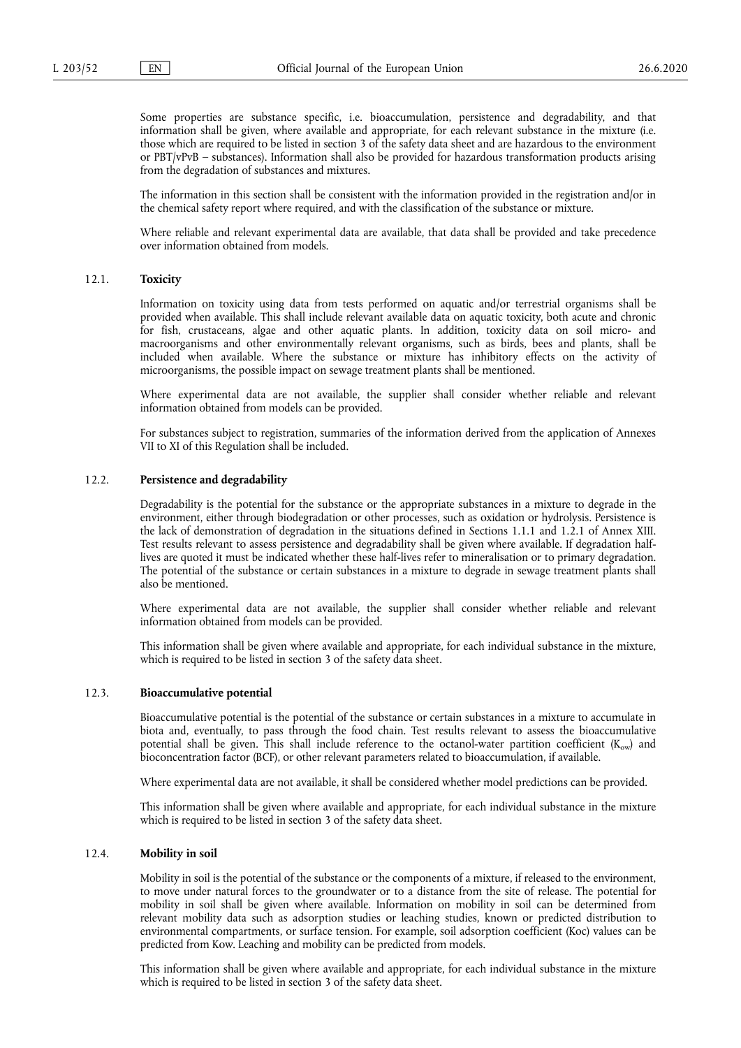Some properties are substance specific, i.e. bioaccumulation, persistence and degradability, and that information shall be given, where available and appropriate, for each relevant substance in the mixture (i.e. those which are required to be listed in section 3 of the safety data sheet and are hazardous to the environment or PBT/vPvB – substances). Information shall also be provided for hazardous transformation products arising from the degradation of substances and mixtures.

The information in this section shall be consistent with the information provided in the registration and/or in the chemical safety report where required, and with the classification of the substance or mixture.

Where reliable and relevant experimental data are available, that data shall be provided and take precedence over information obtained from models.

12.1. **Toxicity**

Information on toxicity using data from tests performed on aquatic and/or terrestrial organisms shall be provided when available. This shall include relevant available data on aquatic toxicity, both acute and chronic for fish, crustaceans, algae and other aquatic plants. In addition, toxicity data on soil micro- and macroorganisms and other environmentally relevant organisms, such as birds, bees and plants, shall be included when available. Where the substance or mixture has inhibitory effects on the activity of microorganisms, the possible impact on sewage treatment plants shall be mentioned.

Where experimental data are not available, the supplier shall consider whether reliable and relevant information obtained from models can be provided.

For substances subject to registration, summaries of the information derived from the application of Annexes VII to XI of this Regulation shall be included.

12.2. **Persistence and degradability**

Degradability is the potential for the substance or the appropriate substances in a mixture to degrade in the environment, either through biodegradation or other processes, such as oxidation or hydrolysis. Persistence is the lack of demonstration of degradation in the situations defined in Sections 1.1.1 and 1.2.1 of Annex XIII. Test results relevant to assess persistence and degradability shall be given where available. If degradation half-lives are quoted it must be indicated whether these half-lives refer to mineralisation or to primary degradation. The potential of the substance or certain substances in a mixture to degrade in sewage treatment plants shall also be mentioned.

Where experimental data are not available, the supplier shall consider whether reliable and relevant information obtained from models can be provided.

This information shall be given where available and appropriate, for each individual substance in the mixture, which is required to be listed in section 3 of the safety data sheet.

12.3. **Bioaccumulative potential**

Bioaccumulative potential is the potential of the substance or certain substances in a mixture to accumulate in biota and, eventually, to pass through the food chain. Test results relevant to assess the bioaccumulative potential shall be given. This shall include reference to the octanol-water partition coefficient ($K_{ow}$) and bioconcentration factor (BCF), or other relevant parameters related to bioaccumulation, if available.

Where experimental data are not available, it shall be considered whether model predictions can be provided.

This information shall be given where available and appropriate, for each individual substance in the mixture which is required to be listed in section 3 of the safety data sheet.

12.4. **Mobility in soil**

Mobility in soil is the potential of the substance or the components of a mixture, if released to the environment, to move under natural forces to the groundwater or to a distance from the site of release. The potential for mobility in soil shall be given where available. Information on mobility in soil can be determined from relevant mobility data such as adsorption studies or leaching studies, known or predicted distribution to environmental compartments, or surface tension. For example, soil adsorption coefficient (Koc) values can be predicted from Kow. Leaching and mobility can be predicted from models.

This information shall be given where available and appropriate, for each individual substance in the mixture which is required to be listed in section 3 of the safety data sheet.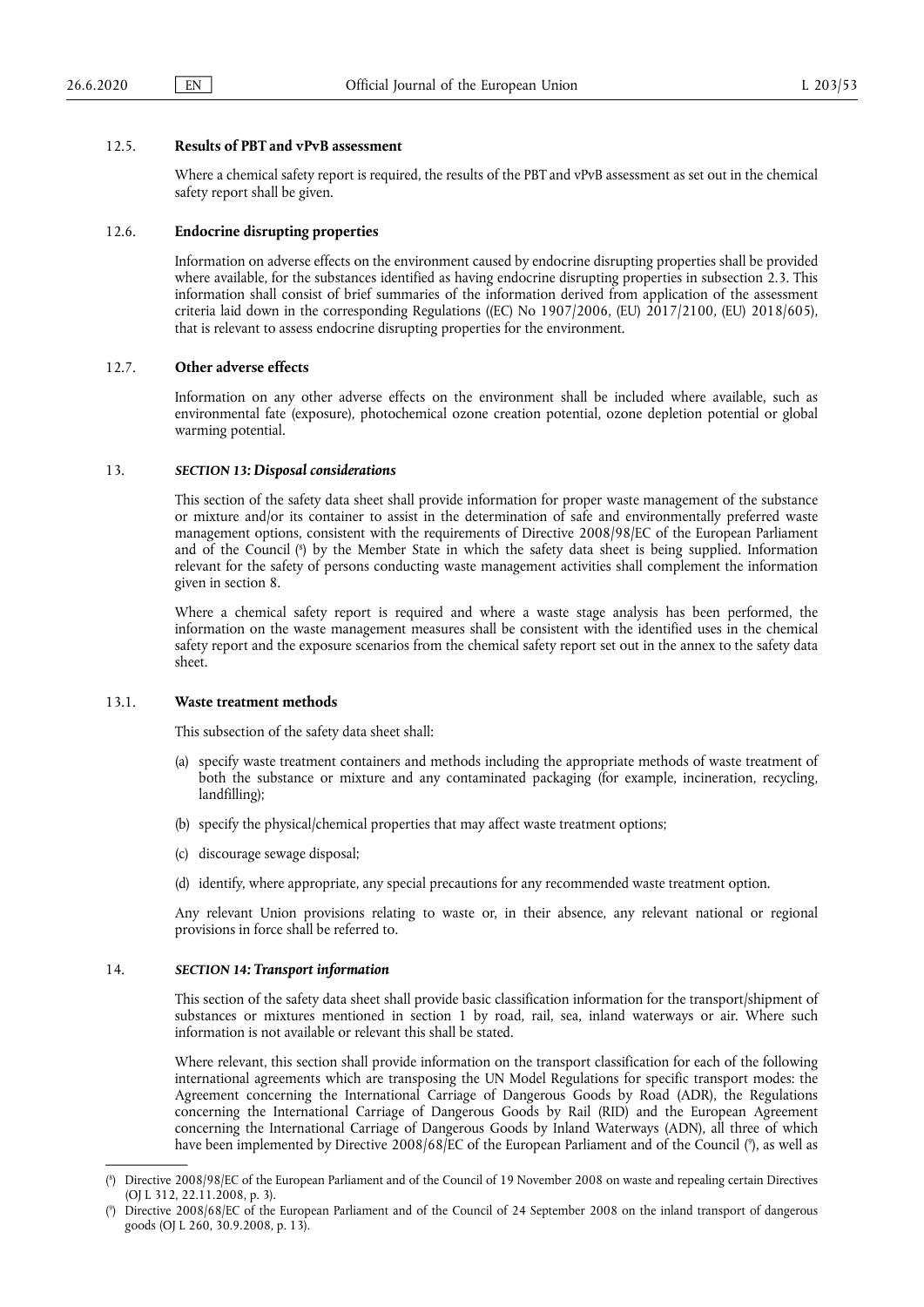12.5. **Results of PBT and vPvB assessment**

Where a chemical safety report is required, the results of the PBT and vPvB assessment as set out in the chemical safety report shall be given.

12.6. **Endocrine disrupting properties**

Information on adverse effects on the environment caused by endocrine disrupting properties shall be provided where available, for the substances identified as having endocrine disrupting properties in subsection 2.3. This information shall consist of brief summaries of the information derived from application of the assessment criteria laid down in the corresponding Regulations ((EC) No 1907/2006, (EU) 2017/2100, (EU) 2018/605), that is relevant to assess endocrine disrupting properties for the environment.

12.7. **Other adverse effects**

Information on any other adverse effects on the environment shall be included where available, such as environmental fate (exposure), photochemical ozone creation potential, ozone depletion potential or global warming potential.

13. ***SECTION 13: Disposal considerations***

This section of the safety data sheet shall provide information for proper waste management of the substance or mixture and/or its container to assist in the determination of safe and environmentally preferred waste management options, consistent with the requirements of Directive 2008/98/EC of the European Parliament and of the Council [8] by the Member State in which the safety data sheet is being supplied. Information relevant for the safety of persons conducting waste management activities shall complement the information given in section 8.

Where a chemical safety report is required and where a waste stage analysis has been performed, the information on the waste management measures shall be consistent with the identified uses in the chemical safety report and the exposure scenarios from the chemical safety report set out in the annex to the safety data sheet.

13.1. **Waste treatment methods**

This subsection of the safety data sheet shall:

(a) specify waste treatment containers and methods including the appropriate methods of waste treatment of both the substance or mixture and any contaminated packaging (for example, incineration, recycling, landfilling);

(b) specify the physical/chemical properties that may affect waste treatment options;

(c) discourage sewage disposal;

(d) identify, where appropriate, any special precautions for any recommended waste treatment option.

Any relevant Union provisions relating to waste or, in their absence, any relevant national or regional provisions in force shall be referred to.

14. ***SECTION 14: Transport information***

This section of the safety data sheet shall provide basic classification information for the transport/shipment of substances or mixtures mentioned in section 1 by road, rail, sea, inland waterways or air. Where such information is not available or relevant this shall be stated.

Where relevant, this section shall provide information on the transport classification for each of the following international agreements which are transposing the UN Model Regulations for specific transport modes: the Agreement concerning the International Carriage of Dangerous Goods by Road (ADR), the Regulations concerning the International Carriage of Dangerous Goods by Rail (RID) and the European Agreement concerning the International Carriage of Dangerous Goods by Inland Waterways (ADN), all three of which have been implemented by Directive 2008/68/EC of the European Parliament and of the Council [9], as well as

---

[8] Directive 2008/98/EC of the European Parliament and of the Council of 19 November 2008 on waste and repealing certain Directives (OJ L 312, 22.11.2008, p. 3).

[9] Directive 2008/68/EC of the European Parliament and of the Council of 24 September 2008 on the inland transport of dangerous goods (OJ L 260, 30.9.2008, p. 13).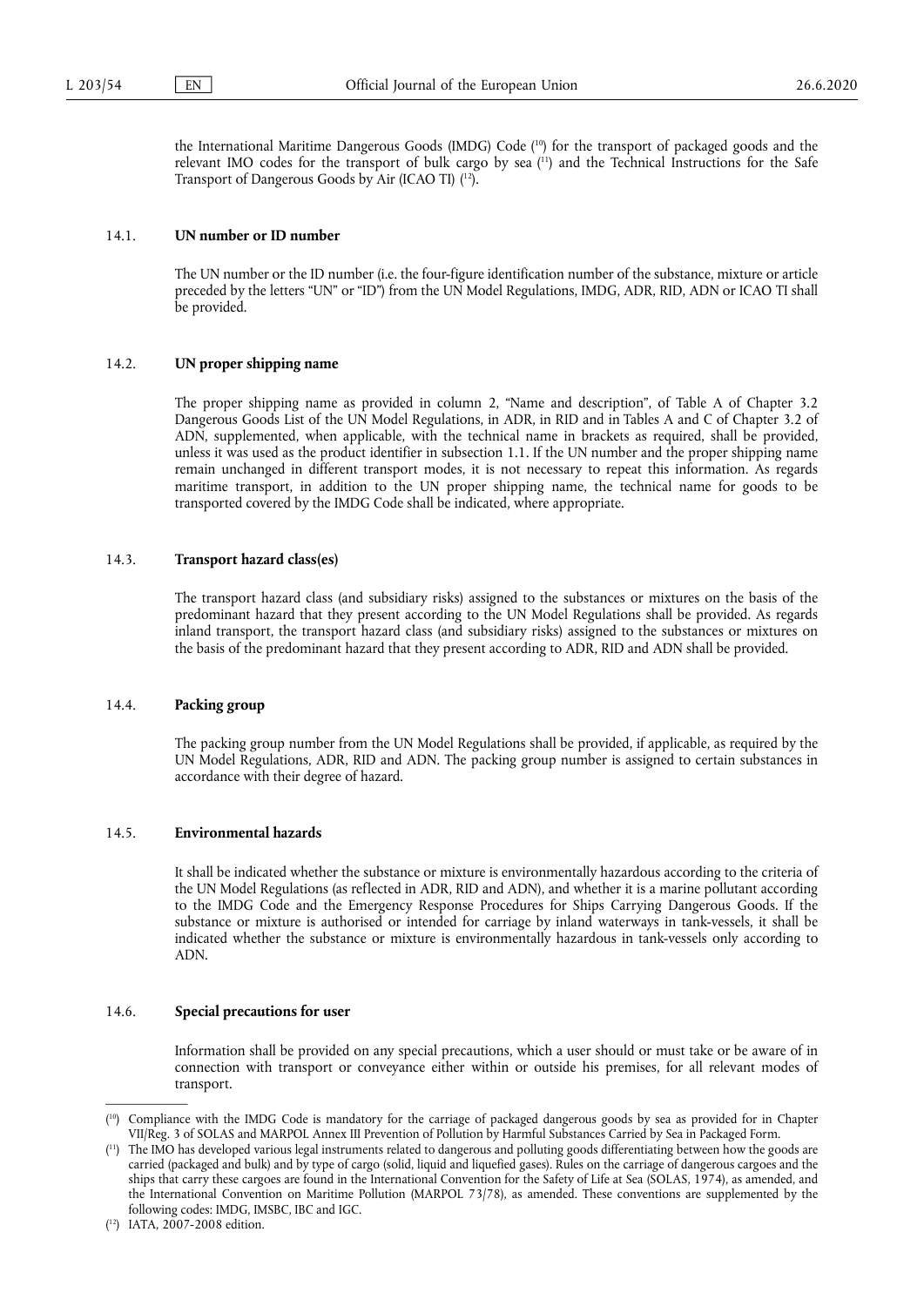the International Maritime Dangerous Goods (IMDG) Code [10] for the transport of packaged goods and the relevant IMO codes for the transport of bulk cargo by sea [11] and the Technical Instructions for the Safe Transport of Dangerous Goods by Air (ICAO TI) [12].

### 14.1. **UN number or ID number**

The UN number or the ID number (i.e. the four-figure identification number of the substance, mixture or article preceded by the letters "UN" or "ID") from the UN Model Regulations, IMDG, ADR, RID, ADN or ICAO TI shall be provided.

### 14.2. **UN proper shipping name**

The proper shipping name as provided in column 2, "Name and description", of Table A of Chapter 3.2 Dangerous Goods List of the UN Model Regulations, in ADR, in RID and in Tables A and C of Chapter 3.2 of ADN, supplemented, when applicable, with the technical name in brackets as required, shall be provided, unless it was used as the product identifier in subsection 1.1. If the UN number and the proper shipping name remain unchanged in different transport modes, it is not necessary to repeat this information. As regards maritime transport, in addition to the UN proper shipping name, the technical name for goods to be transported covered by the IMDG Code shall be indicated, where appropriate.

### 14.3. **Transport hazard class(es)**

The transport hazard class (and subsidiary risks) assigned to the substances or mixtures on the basis of the predominant hazard that they present according to the UN Model Regulations shall be provided. As regards inland transport, the transport hazard class (and subsidiary risks) assigned to the substances or mixtures on the basis of the predominant hazard that they present according to ADR, RID and ADN shall be provided.

### 14.4. **Packing group**

The packing group number from the UN Model Regulations shall be provided, if applicable, as required by the UN Model Regulations, ADR, RID and ADN. The packing group number is assigned to certain substances in accordance with their degree of hazard.

### 14.5. **Environmental hazards**

It shall be indicated whether the substance or mixture is environmentally hazardous according to the criteria of the UN Model Regulations (as reflected in ADR, RID and ADN), and whether it is a marine pollutant according to the IMDG Code and the Emergency Response Procedures for Ships Carrying Dangerous Goods. If the substance or mixture is authorised or intended for carriage by inland waterways in tank-vessels, it shall be indicated whether the substance or mixture is environmentally hazardous in tank-vessels only according to ADN.

### 14.6. **Special precautions for user**

Information shall be provided on any special precautions, which a user should or must take or be aware of in connection with transport or conveyance either within or outside his premises, for all relevant modes of transport.

---

[10] Compliance with the IMDG Code is mandatory for the carriage of packaged dangerous goods by sea as provided for in Chapter VII/Reg. 3 of SOLAS and MARPOL Annex III Prevention of Pollution by Harmful Substances Carried by Sea in Packaged Form.

[11] The IMO has developed various legal instruments related to dangerous and polluting goods differentiating between how the goods are carried (packaged and bulk) and by type of cargo (solid, liquid and liquefied gases). Rules on the carriage of dangerous cargoes and the ships that carry these cargoes are found in the International Convention for the Safety of Life at Sea (SOLAS, 1974), as amended, and the International Convention on Maritime Pollution (MARPOL 73/78), as amended. These conventions are supplemented by the following codes: IMDG, IMSBC, IBC and IGC.

[12] IATA, 2007-2008 edition.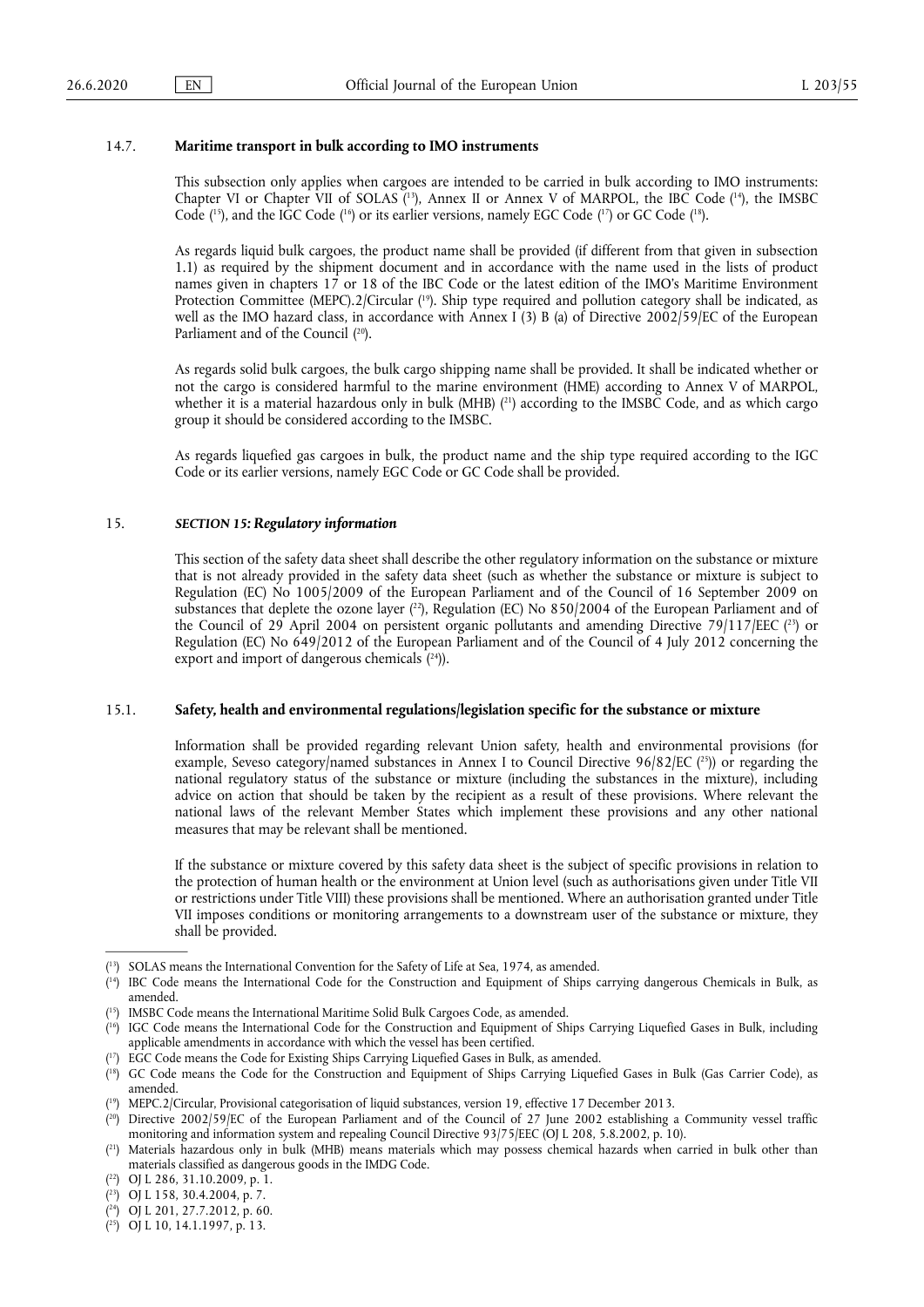### 14.7. **Maritime transport in bulk according to IMO instruments**

This subsection only applies when cargoes are intended to be carried in bulk according to IMO instruments: Chapter VI or Chapter VII of SOLAS ([13]), Annex II or Annex V of MARPOL, the IBC Code ([14]), the IMSBC Code ([15]), and the IGC Code ([16]) or its earlier versions, namely EGC Code ([17]) or GC Code ([18]).

As regards liquid bulk cargoes, the product name shall be provided (if different from that given in subsection 1.1) as required by the shipment document and in accordance with the name used in the lists of product names given in chapters 17 or 18 of the IBC Code or the latest edition of the IMO's Maritime Environment Protection Committee (MEPC).2/Circular ([19]). Ship type required and pollution category shall be indicated, as well as the IMO hazard class, in accordance with Annex I (3) B (a) of Directive 2002/59/EC of the European Parliament and of the Council ([20]).

As regards solid bulk cargoes, the bulk cargo shipping name shall be provided. It shall be indicated whether or not the cargo is considered harmful to the marine environment (HME) according to Annex V of MARPOL, whether it is a material hazardous only in bulk (MHB) ([21]) according to the IMSBC Code, and as which cargo group it should be considered according to the IMSBC.

As regards liquefied gas cargoes in bulk, the product name and the ship type required according to the IGC Code or its earlier versions, namely EGC Code or GC Code shall be provided.

## 15. ***SECTION 15: Regulatory information***

This section of the safety data sheet shall describe the other regulatory information on the substance or mixture that is not already provided in the safety data sheet (such as whether the substance or mixture is subject to Regulation (EC) No 1005/2009 of the European Parliament and of the Council of 16 September 2009 on substances that deplete the ozone layer ([22]), Regulation (EC) No 850/2004 of the European Parliament and of the Council of 29 April 2004 on persistent organic pollutants and amending Directive 79/117/EEC ([23]) or Regulation (EC) No 649/2012 of the European Parliament and of the Council of 4 July 2012 concerning the export and import of dangerous chemicals ([24])).

### 15.1. **Safety, health and environmental regulations/legislation specific for the substance or mixture**

Information shall be provided regarding relevant Union safety, health and environmental provisions (for example, Seveso category/named substances in Annex I to Council Directive 96/82/EC ([25])) or regarding the national regulatory status of the substance or mixture (including the substances in the mixture), including advice on action that should be taken by the recipient as a result of these provisions. Where relevant the national laws of the relevant Member States which implement these provisions and any other national measures that may be relevant shall be mentioned.

If the substance or mixture covered by this safety data sheet is the subject of specific provisions in relation to the protection of human health or the environment at Union level (such as authorisations given under Title VII or restrictions under Title VIII) these provisions shall be mentioned. Where an authorisation granted under Title VII imposes conditions or monitoring arrangements to a downstream user of the substance or mixture, they shall be provided.

---

([13]) SOLAS means the International Convention for the Safety of Life at Sea, 1974, as amended.

([14]) IBC Code means the International Code for the Construction and Equipment of Ships carrying dangerous Chemicals in Bulk, as amended.

([15]) IMSBC Code means the International Maritime Solid Bulk Cargoes Code, as amended.

([16]) IGC Code means the International Code for the Construction and Equipment of Ships Carrying Liquefied Gases in Bulk, including applicable amendments in accordance with which the vessel has been certified.

([17]) EGC Code means the Code for Existing Ships Carrying Liquefied Gases in Bulk, as amended.

([18]) GC Code means the Code for the Construction and Equipment of Ships Carrying Liquefied Gases in Bulk (Gas Carrier Code), as amended.

([19]) MEPC.2/Circular, Provisional categorisation of liquid substances, version 19, effective 17 December 2013.

([20]) Directive 2002/59/EC of the European Parliament and of the Council of 27 June 2002 establishing a Community vessel traffic monitoring and information system and repealing Council Directive 93/75/EEC (OJ L 208, 5.8.2002, p. 10).

([21]) Materials hazardous only in bulk (MHB) means materials which may possess chemical hazards when carried in bulk other than materials classified as dangerous goods in the IMDG Code.

([22]) OJ L 286, 31.10.2009, p. 1.

([23]) OJ L 158, 30.4.2004, p. 7.

([24]) OJ L 201, 27.7.2012, p. 60.

([25]) OJ L 10, 14.1.1997, p. 13.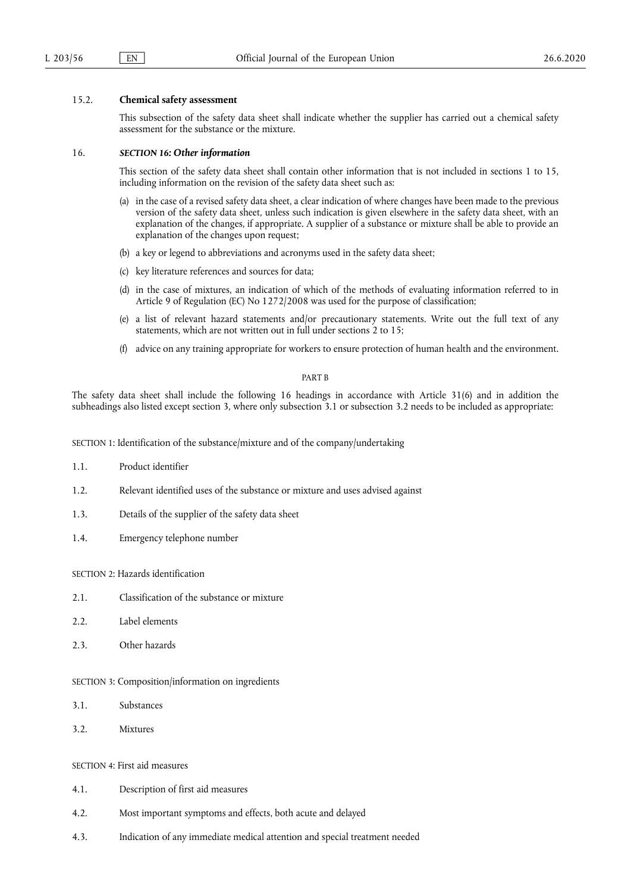15.2. **Chemical safety assessment**

This subsection of the safety data sheet shall indicate whether the supplier has carried out a chemical safety assessment for the substance or the mixture.

16. ***SECTION 16: Other information***

This section of the safety data sheet shall contain other information that is not included in sections 1 to 15, including information on the revision of the safety data sheet such as:

(a) in the case of a revised safety data sheet, a clear indication of where changes have been made to the previous version of the safety data sheet, unless such indication is given elsewhere in the safety data sheet, with an explanation of the changes, if appropriate. A supplier of a substance or mixture shall be able to provide an explanation of the changes upon request;

(b) a key or legend to abbreviations and acronyms used in the safety data sheet;

(c) key literature references and sources for data;

(d) in the case of mixtures, an indication of which of the methods of evaluating information referred to in Article 9 of Regulation (EC) No 1272/2008 was used for the purpose of classification;

(e) a list of relevant hazard statements and/or precautionary statements. Write out the full text of any statements, which are not written out in full under sections 2 to 15;

(f) advice on any training appropriate for workers to ensure protection of human health and the environment.

PART B

The safety data sheet shall include the following 16 headings in accordance with Article 31(6) and in addition the subheadings also listed except section 3, where only subsection 3.1 or subsection 3.2 needs to be included as appropriate:

SECTION 1: Identification of the substance/mixture and of the company/undertaking

1.1. Product identifier

1.2. Relevant identified uses of the substance or mixture and uses advised against

1.3. Details of the supplier of the safety data sheet

1.4. Emergency telephone number

SECTION 2: Hazards identification

2.1. Classification of the substance or mixture

2.2. Label elements

2.3. Other hazards

SECTION 3: Composition/information on ingredients

3.1. Substances

3.2. Mixtures

SECTION 4: First aid measures

4.1. Description of first aid measures

4.2. Most important symptoms and effects, both acute and delayed

4.3. Indication of any immediate medical attention and special treatment needed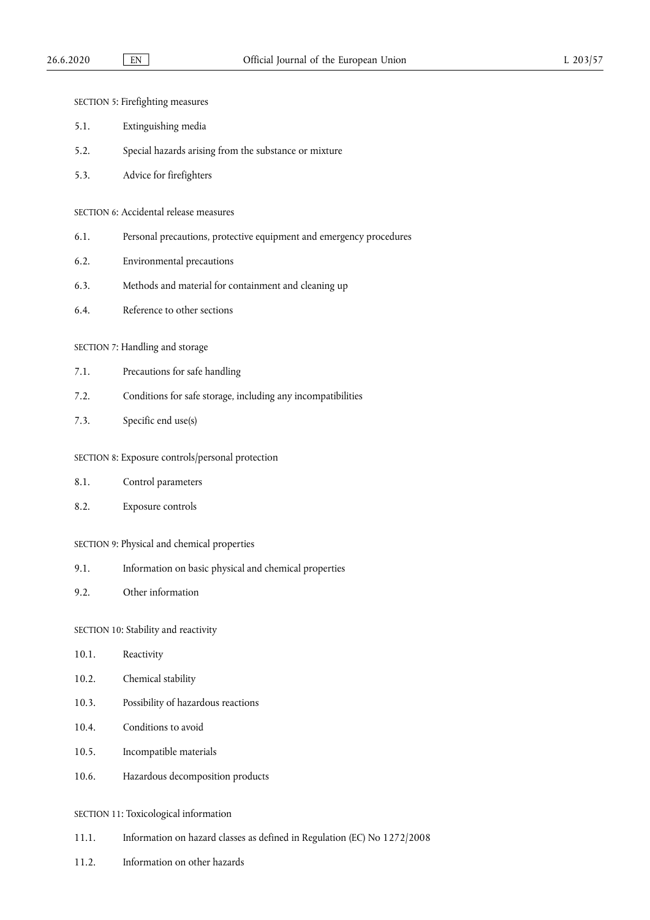SECTION 5: Firefighting measures

5.1. Extinguishing media

5.2. Special hazards arising from the substance or mixture

5.3. Advice for firefighters

SECTION 6: Accidental release measures

6.1. Personal precautions, protective equipment and emergency procedures

6.2. Environmental precautions

6.3. Methods and material for containment and cleaning up

6.4. Reference to other sections

SECTION 7: Handling and storage

7.1. Precautions for safe handling

7.2. Conditions for safe storage, including any incompatibilities

7.3. Specific end use(s)

SECTION 8: Exposure controls/personal protection

8.1. Control parameters

8.2. Exposure controls

SECTION 9: Physical and chemical properties

9.1. Information on basic physical and chemical properties

9.2. Other information

SECTION 10: Stability and reactivity

10.1. Reactivity

10.2. Chemical stability

10.3. Possibility of hazardous reactions

10.4. Conditions to avoid

10.5. Incompatible materials

10.6. Hazardous decomposition products

SECTION 11: Toxicological information

11.1. Information on hazard classes as defined in Regulation (EC) No 1272/2008

11.2. Information on other hazards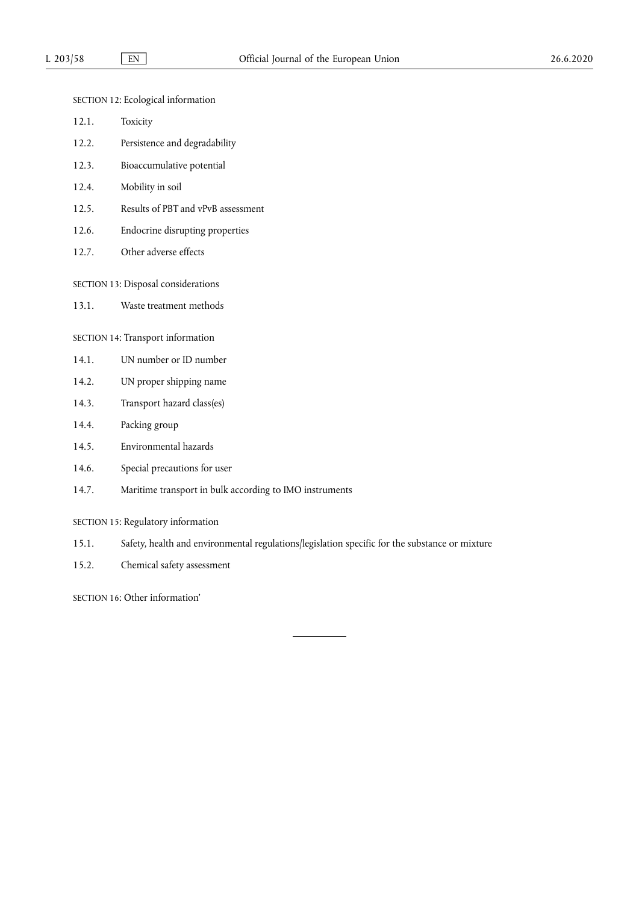SECTION 12: Ecological information

12.1. Toxicity

12.2. Persistence and degradability

12.3. Bioaccumulative potential

12.4. Mobility in soil

12.5. Results of PBT and vPvB assessment

12.6. Endocrine disrupting properties

12.7. Other adverse effects

SECTION 13: Disposal considerations

13.1. Waste treatment methods

SECTION 14: Transport information

14.1. UN number or ID number

14.2. UN proper shipping name

14.3. Transport hazard class(es)

14.4. Packing group

14.5. Environmental hazards

14.6. Special precautions for user

14.7. Maritime transport in bulk according to IMO instruments

SECTION 15: Regulatory information

15.1. Safety, health and environmental regulations/legislation specific for the substance or mixture

15.2. Chemical safety assessment

SECTION 16: Other information'